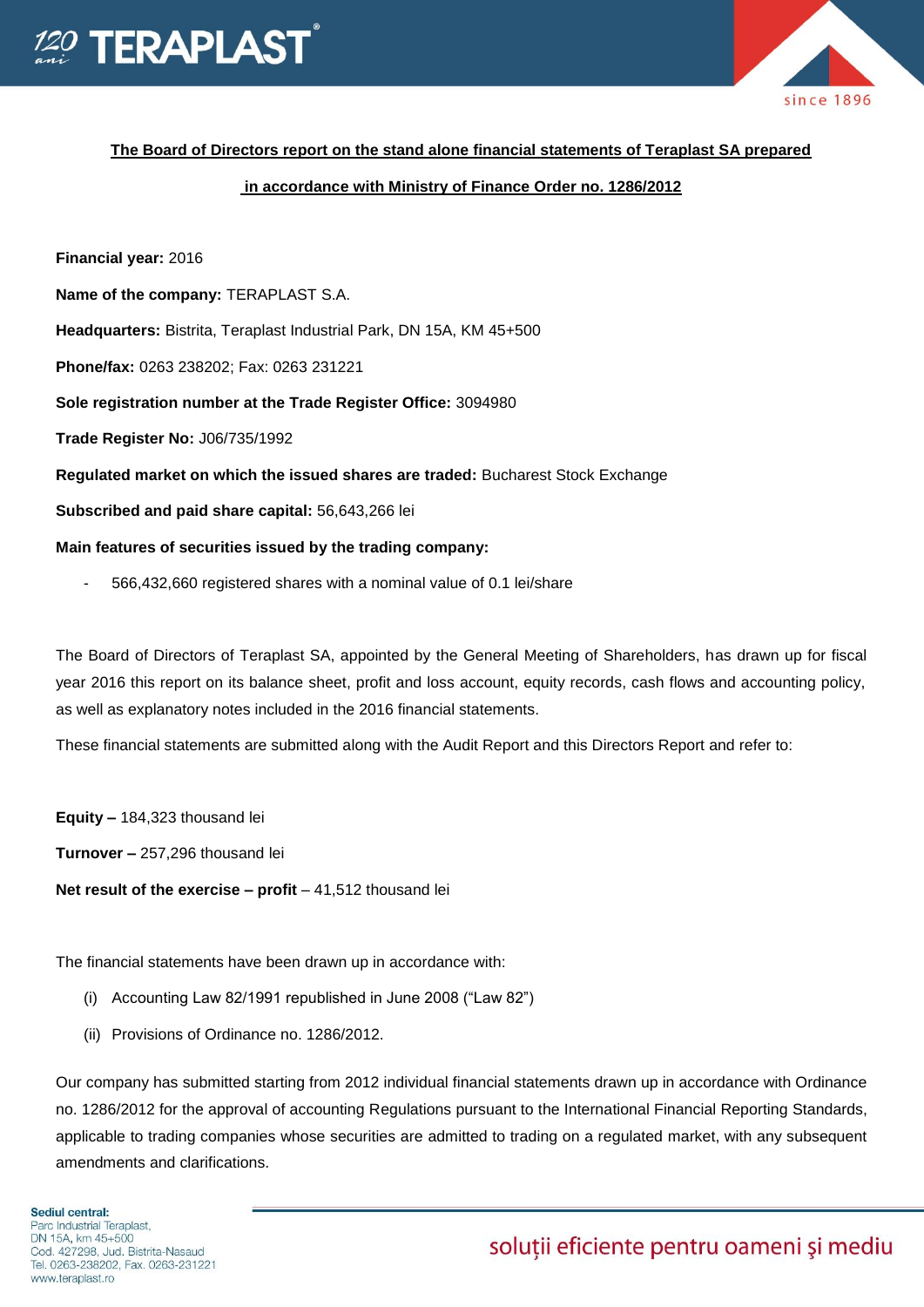# The Board of Directors report on the stand alone financial statements of Teraplast SA prepared in accordance with Ministry of Finance Order no. 1286/2012

**Financial year:** 2016

**Name of the company:** TERAPLAST S.A.

**Headquarters:** Bistrita, Teraplast Industrial Park, DN 15A, KM 45+500

**Phone/fax:** 0263 238202; Fax: 0263 231221

**Sole registration number at the Trade Register Office:** 3094980

**Trade Register No:** J06/735/1992

**Regulated market on which the issued shares are traded:** Bucharest Stock Exchange

**Subscribed and paid share capital:** 56,643,266 lei

**Main features of securities issued by the trading company:**

- 566,432,660 registered shares with a nominal value of 0.1 lei/share

The Board of Directors of Teraplast SA, appointed by the General Meeting of Shareholders, has drawn up for fiscal year 2016 this report on its balance sheet, profit and loss account, equity records, cash flows and accounting policy, as well as explanatory notes included in the 2016 financial statements.

These financial statements are submitted along with the Audit Report and this Directors Report and refer to:

**Equity –** 184,323 thousand lei

**Turnover –** 257,296 thousand lei

**Net result of the exercise – profit** – 41,512 thousand lei

The financial statements have been drawn up in accordance with:

(i) Accounting Law 82/1991 republished in June 2008 ("Law 82")

(ii) Provisions of Ordinance no. 1286/2012.

Our company has submitted starting from 2012 individual financial statements drawn up in accordance with Ordinance no. 1286/2012 for the approval of accounting Regulations pursuant to the International Financial Reporting Standards, applicable to trading companies whose securities are admitted to trading on a regulated market, with any subsequent amendments and clarifications.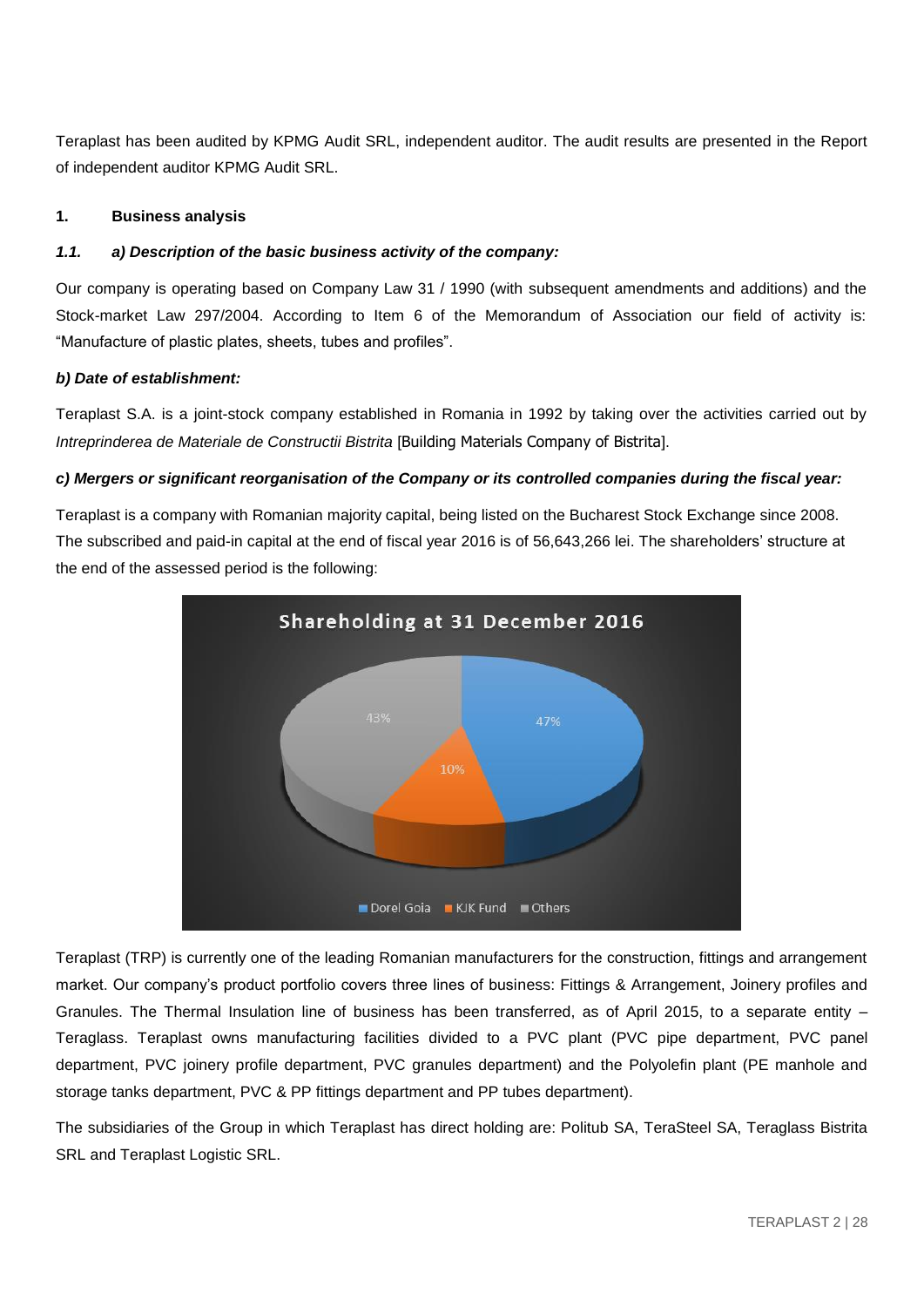Teraplast has been audited by KPMG Audit SRL, independent auditor. The audit results are presented in the Report of independent auditor KPMG Audit SRL.

## 1. Business analysis

### *1.1. a) Description of the basic business activity of the company:*

Our company is operating based on Company Law 31 / 1990 (with subsequent amendments and additions) and the Stock-market Law 297/2004. According to Item 6 of the Memorandum of Association our field of activity is: "Manufacture of plastic plates, sheets, tubes and profiles".

### *b) Date of establishment:*

Teraplast S.A. is a joint-stock company established in Romania in 1992 by taking over the activities carried out by *Intreprinderea de Materiale de Constructii Bistrita* [Building Materials Company of Bistrita].

### *c) Mergers or significant reorganisation of the Company or its controlled companies during the fiscal year:*

Teraplast is a company with Romanian majority capital, being listed on the Bucharest Stock Exchange since 2008. The subscribed and paid-in capital at the end of fiscal year 2016 is of 56,643,266 lei. The shareholders' structure at the end of the assessed period is the following:

**Shareholding at 31 December 2016**

| Shareholder | Share |
|---|---|
| Dorel Goia | 47% |
| KJK Fund | 10% |
| Others | 43% |

Teraplast (TRP) is currently one of the leading Romanian manufacturers for the construction, fittings and arrangement market. Our company's product portfolio covers three lines of business: Fittings & Arrangement, Joinery profiles and Granules. The Thermal Insulation line of business has been transferred, as of April 2015, to a separate entity – Teraglass. Teraplast owns manufacturing facilities divided to a PVC plant (PVC pipe department, PVC panel department, PVC joinery profile department, PVC granules department) and the Polyolefin plant (PE manhole and storage tanks department, PVC & PP fittings department and PP tubes department).

The subsidiaries of the Group in which Teraplast has direct holding are: Politub SA, TeraSteel SA, Teraglass Bistrita SRL and Teraplast Logistic SRL.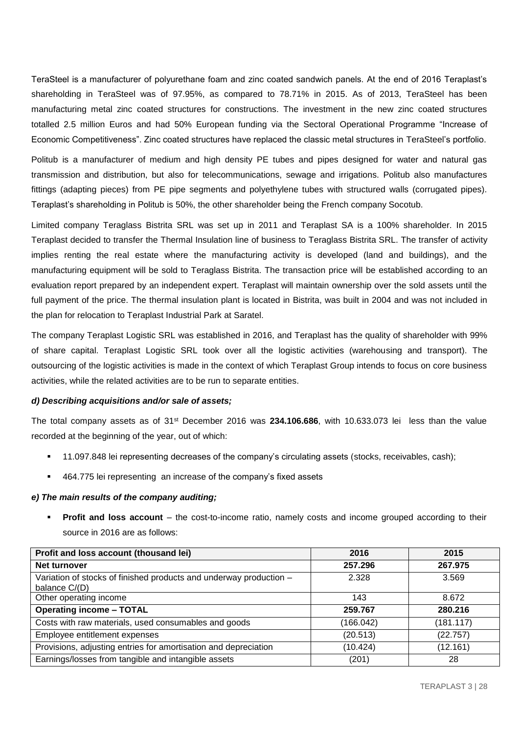TeraSteel is a manufacturer of polyurethane foam and zinc coated sandwich panels. At the end of 2016 Teraplast's shareholding in TeraSteel was of 97.95%, as compared to 78.71% in 2015. As of 2013, TeraSteel has been manufacturing metal zinc coated structures for constructions. The investment in the new zinc coated structures totalled 2.5 million Euros and had 50% European funding via the Sectoral Operational Programme "Increase of Economic Competitiveness". Zinc coated structures have replaced the classic metal structures in TeraSteel's portfolio.

Politub is a manufacturer of medium and high density PE tubes and pipes designed for water and natural gas transmission and distribution, but also for telecommunications, sewage and irrigations. Politub also manufactures fittings (adapting pieces) from PE pipe segments and polyethylene tubes with structured walls (corrugated pipes). Teraplast's shareholding in Politub is 50%, the other shareholder being the French company Socotub.

Limited company Teraglass Bistrita SRL was set up in 2011 and Teraplast SA is a 100% shareholder. In 2015 Teraplast decided to transfer the Thermal Insulation line of business to Teraglass Bistrita SRL. The transfer of activity implies renting the real estate where the manufacturing activity is developed (land and buildings), and the manufacturing equipment will be sold to Teraglass Bistrita. The transaction price will be established according to an evaluation report prepared by an independent expert. Teraplast will maintain ownership over the sold assets until the full payment of the price. The thermal insulation plant is located in Bistrita, was built in 2004 and was not included in the plan for relocation to Teraplast Industrial Park at Saratel.

The company Teraplast Logistic SRL was established in 2016, and Teraplast has the quality of shareholder with 99% of share capital. Teraplast Logistic SRL took over all the logistic activities (warehousing and transport). The outsourcing of the logistic activities is made in the context of which Teraplast Group intends to focus on core business activities, while the related activities are to be run to separate entities.

***d) Describing acquisitions and/or sale of assets;***

The total company assets as of 31st December 2016 was **234.106.686**, with 10.633.073 lei less than the value recorded at the beginning of the year, out of which:

- 11.097.848 lei representing decreases of the company's circulating assets (stocks, receivables, cash);
- 464.775 lei representing an increase of the company's fixed assets

***e) The main results of the company auditing;***

- **Profit and loss account** – the cost-to-income ratio, namely costs and income grouped according to their source in 2016 are as follows:

| Profit and loss account (thousand lei) | 2016 | 2015 |
|---|---|---|
| **Net turnover** | **257.296** | **267.975** |
| Variation of stocks of finished products and underway production – balance C/(D) | 2.328 | 3.569 |
| Other operating income | 143 | 8.672 |
| **Operating income – TOTAL** | **259.767** | **280.216** |
| Costs with raw materials, used consumables and goods | (166.042) | (181.117) |
| Employee entitlement expenses | (20.513) | (22.757) |
| Provisions, adjusting entries for amortisation and depreciation | (10.424) | (12.161) |
| Earnings/losses from tangible and intangible assets | (201) | 28 |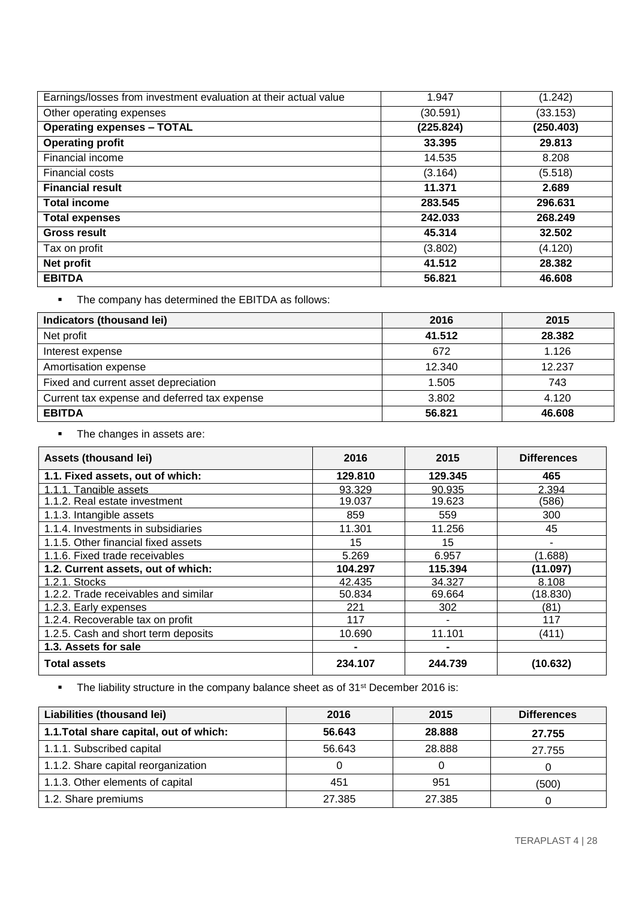| | | |
|---|---|---|
| Earnings/losses from investment evaluation at their actual value | 1.947 | (1.242) |
| Other operating expenses | (30.591) | (33.153) |
| **Operating expenses – TOTAL** | **(225.824)** | **(250.403)** |
| **Operating profit** | **33.395** | **29.813** |
| Financial income | 14.535 | 8.208 |
| Financial costs | (3.164) | (5.518) |
| **Financial result** | **11.371** | **2.689** |
| **Total income** | **283.545** | **296.631** |
| **Total expenses** | **242.033** | **268.249** |
| **Gross result** | **45.314** | **32.502** |
| Tax on profit | (3.802) | (4.120) |
| **Net profit** | **41.512** | **28.382** |
| **EBITDA** | **56.821** | **46.608** |

- The company has determined the EBITDA as follows:

| **Indicators (thousand lei)** | **2016** | **2015** |
|---|---|---|
| Net profit | **41.512** | **28.382** |
| Interest expense | 672 | 1.126 |
| Amortisation expense | 12.340 | 12.237 |
| Fixed and current asset depreciation | 1.505 | 743 |
| Current tax expense and deferred tax expense | 3.802 | 4.120 |
| **EBITDA** | **56.821** | **46.608** |

- The changes in assets are:

| **Assets (thousand lei)** | **2016** | **2015** | **Differences** |
|---|---|---|---|
| **1.1. Fixed assets, out of which:** | **129.810** | **129.345** | **465** |
| 1.1.1. Tangible assets | 93.329 | 90.935 | 2.394 |
| 1.1.2. Real estate investment | 19.037 | 19.623 | (586) |
| 1.1.3. Intangible assets | 859 | 559 | 300 |
| 1.1.4. Investments in subsidiaries | 11.301 | 11.256 | 45 |
| 1.1.5. Other financial fixed assets | 15 | 15 | - |
| 1.1.6. Fixed trade receivables | 5.269 | 6.957 | (1.688) |
| **1.2. Current assets, out of which:** | **104.297** | **115.394** | **(11.097)** |
| 1.2.1. Stocks | 42.435 | 34.327 | 8.108 |
| 1.2.2. Trade receivables and similar | 50.834 | 69.664 | (18.830) |
| 1.2.3. Early expenses | 221 | 302 | (81) |
| 1.2.4. Recoverable tax on profit | 117 | - | 117 |
| 1.2.5. Cash and short term deposits | 10.690 | 11.101 | (411) |
| **1.3. Assets for sale** | **-** | **-** | |
| **Total assets** | **234.107** | **244.739** | **(10.632)** |

- The liability structure in the company balance sheet as of 31st December 2016 is:

| **Liabilities (thousand lei)** | **2016** | **2015** | **Differences** |
|---|---|---|---|
| **1.1.Total share capital, out of which:** | **56.643** | **28.888** | **27.755** |
| 1.1.1. Subscribed capital | 56.643 | 28.888 | 27.755 |
| 1.1.2. Share capital reorganization | 0 | 0 | 0 |
| 1.1.3. Other elements of capital | 451 | 951 | (500) |
| 1.2. Share premiums | 27.385 | 27.385 | 0 |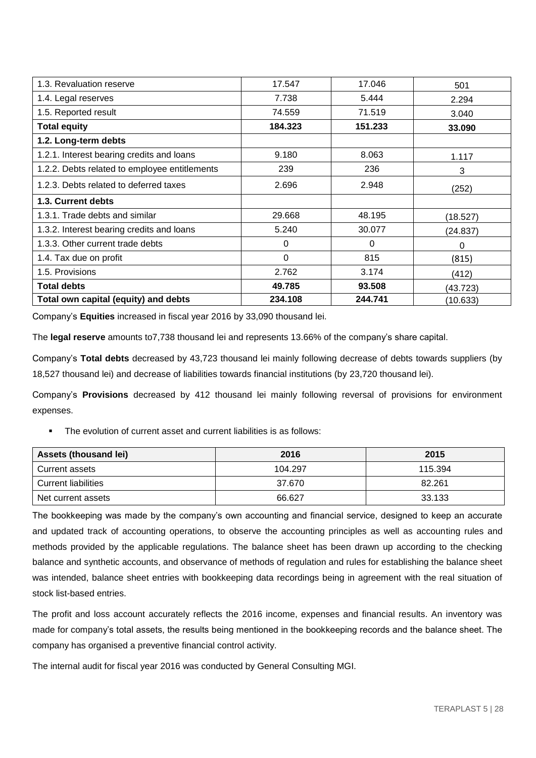| | | | |
|---|---|---|---|
| 1.3. Revaluation reserve | 17.547 | 17.046 | 501 |
| 1.4. Legal reserves | 7.738 | 5.444 | 2.294 |
| 1.5. Reported result | 74.559 | 71.519 | 3.040 |
| **Total equity** | **184.323** | **151.233** | **33.090** |
| **1.2. Long-term debts** | | | |
| 1.2.1. Interest bearing credits and loans | 9.180 | 8.063 | 1.117 |
| 1.2.2. Debts related to employee entitlements | 239 | 236 | 3 |
| 1.2.3. Debts related to deferred taxes | 2.696 | 2.948 | (252) |
| **1.3. Current debts** | | | |
| 1.3.1. Trade debts and similar | 29.668 | 48.195 | (18.527) |
| 1.3.2. Interest bearing credits and loans | 5.240 | 30.077 | (24.837) |
| 1.3.3. Other current trade debts | 0 | 0 | 0 |
| 1.4. Tax due on profit | 0 | 815 | (815) |
| 1.5. Provisions | 2.762 | 3.174 | (412) |
| **Total debts** | **49.785** | **93.508** | (43.723) |
| **Total own capital (equity) and debts** | **234.108** | **244.741** | (10.633) |

Company's **Equities** increased in fiscal year 2016 by 33,090 thousand lei.

The **legal reserve** amounts to7,738 thousand lei and represents 13.66% of the company's share capital.

Company's **Total debts** decreased by 43,723 thousand lei mainly following decrease of debts towards suppliers (by 18,527 thousand lei) and decrease of liabilities towards financial institutions (by 23,720 thousand lei).

Company's **Provisions** decreased by 412 thousand lei mainly following reversal of provisions for environment expenses.

- The evolution of current asset and current liabilities is as follows:

| Assets (thousand lei) | 2016 | 2015 |
|---|---|---|
| Current assets | 104.297 | 115.394 |
| Current liabilities | 37.670 | 82.261 |
| Net current assets | 66.627 | 33.133 |

The bookkeeping was made by the company's own accounting and financial service, designed to keep an accurate and updated track of accounting operations, to observe the accounting principles as well as accounting rules and methods provided by the applicable regulations. The balance sheet has been drawn up according to the checking balance and synthetic accounts, and observance of methods of regulation and rules for establishing the balance sheet was intended, balance sheet entries with bookkeeping data recordings being in agreement with the real situation of stock list-based entries.

The profit and loss account accurately reflects the 2016 income, expenses and financial results. An inventory was made for company's total assets, the results being mentioned in the bookkeeping records and the balance sheet. The company has organised a preventive financial control activity.

The internal audit for fiscal year 2016 was conducted by General Consulting MGI.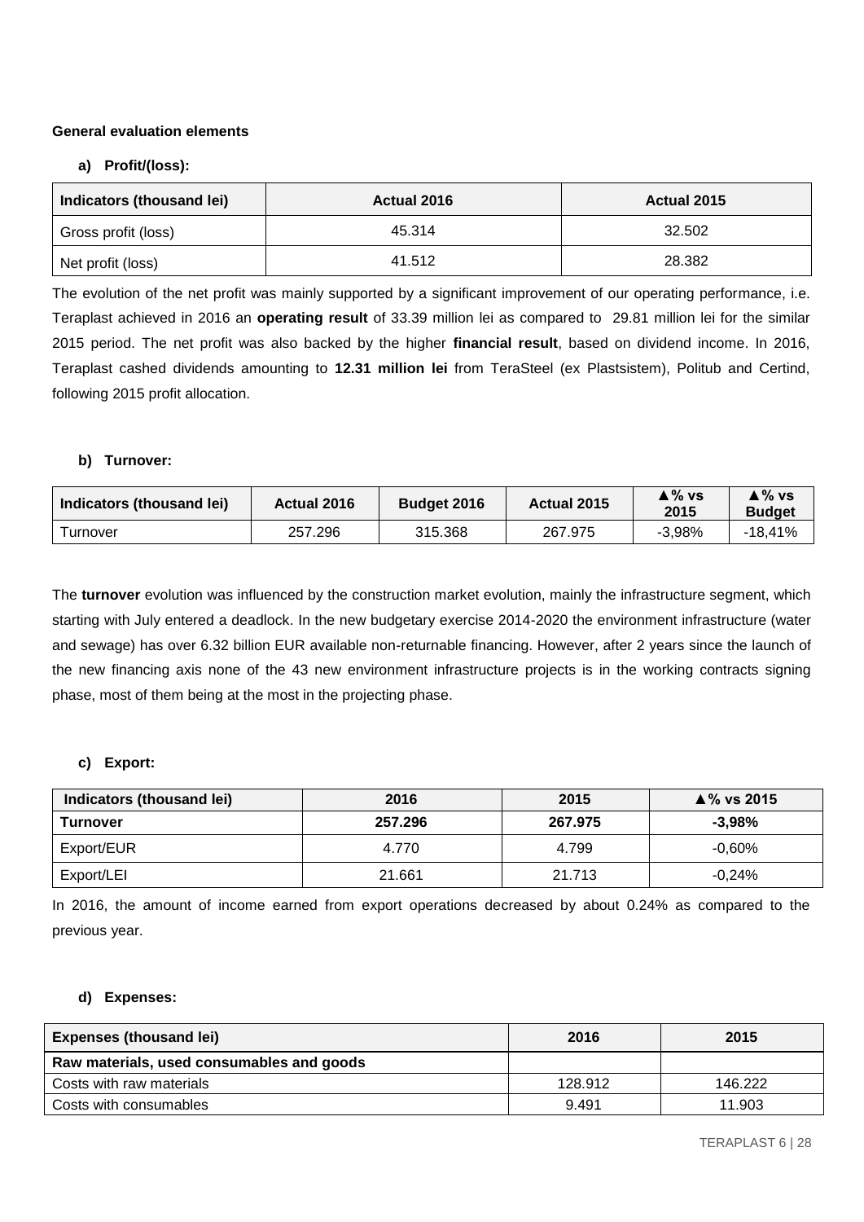### General evaluation elements

**a) Profit/(loss):**

| Indicators (thousand lei) | Actual 2016 | Actual 2015 |
|---|---|---|
| Gross profit (loss) | 45.314 | 32.502 |
| Net profit (loss) | 41.512 | 28.382 |

The evolution of the net profit was mainly supported by a significant improvement of our operating performance, i.e. Teraplast achieved in 2016 an **operating result** of 33.39 million lei as compared to 29.81 million lei for the similar 2015 period. The net profit was also backed by the higher **financial result**, based on dividend income. In 2016, Teraplast cashed dividends amounting to **12.31 million lei** from TeraSteel (ex Plastsistem), Politub and Certind, following 2015 profit allocation.

**b) Turnover:**

| Indicators (thousand lei) | Actual 2016 | Budget 2016 | Actual 2015 | ▲% vs 2015 | ▲% vs Budget |
|---|---|---|---|---|---|
| Turnover | 257.296 | 315.368 | 267.975 | -3,98% | -18,41% |

The **turnover** evolution was influenced by the construction market evolution, mainly the infrastructure segment, which starting with July entered a deadlock. In the new budgetary exercise 2014-2020 the environment infrastructure (water and sewage) has over 6.32 billion EUR available non-returnable financing. However, after 2 years since the launch of the new financing axis none of the 43 new environment infrastructure projects is in the working contracts signing phase, most of them being at the most in the projecting phase.

**c) Export:**

| Indicators (thousand lei) | 2016 | 2015 | ▲% vs 2015 |
|---|---|---|---|
| **Turnover** | **257.296** | **267.975** | **-3,98%** |
| Export/EUR | 4.770 | 4.799 | -0,60% |
| Export/LEI | 21.661 | 21.713 | -0,24% |

In 2016, the amount of income earned from export operations decreased by about 0.24% as compared to the previous year.

**d) Expenses:**

| Expenses (thousand lei) | 2016 | 2015 |
|---|---|---|
| **Raw materials, used consumables and goods** | | |
| Costs with raw materials | 128.912 | 146.222 |
| Costs with consumables | 9.491 | 11.903 |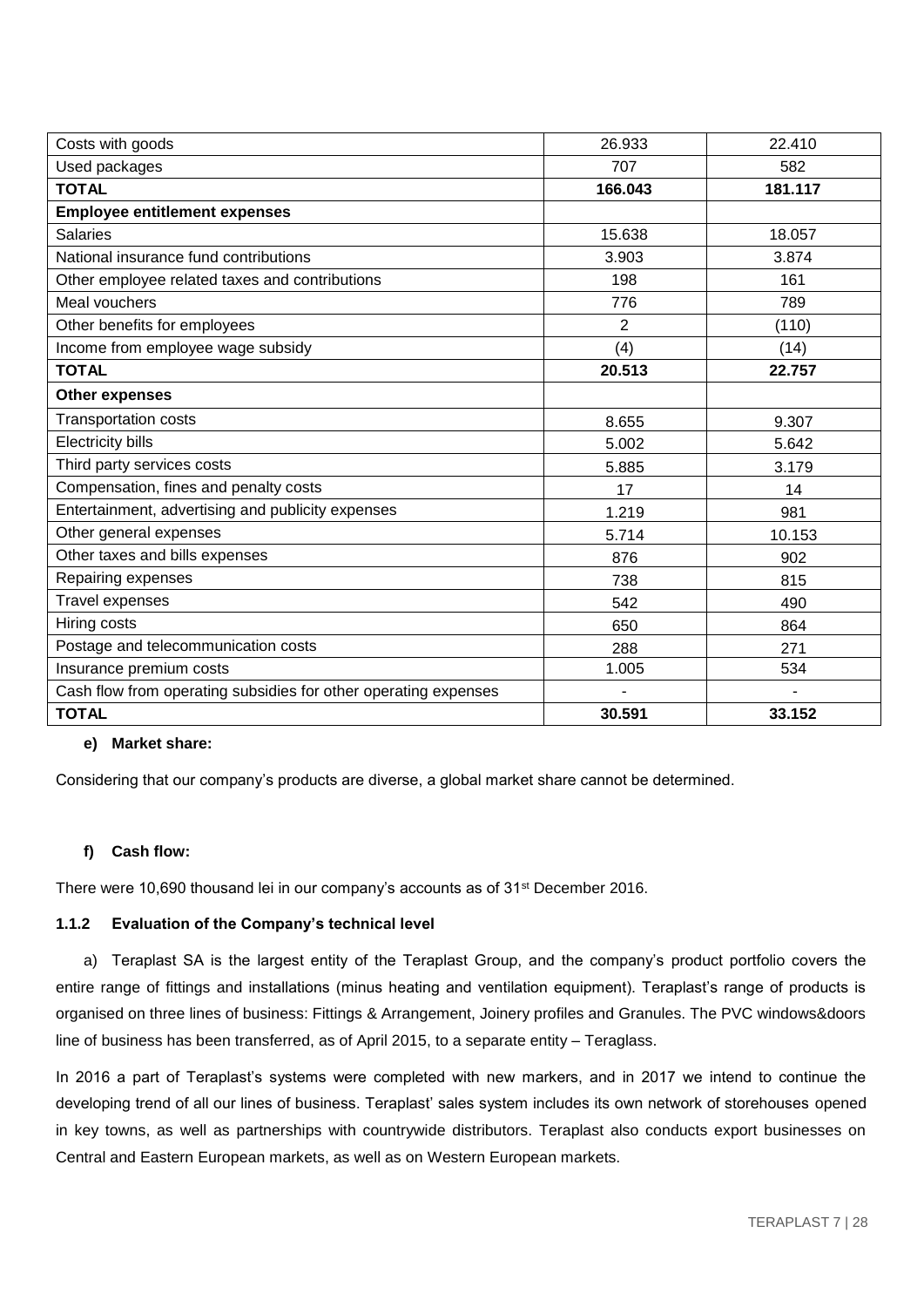| Costs with goods | 26.933 | 22.410 |
|---|---|---|
| Used packages | 707 | 582 |
| **TOTAL** | **166.043** | **181.117** |
| **Employee entitlement expenses** | | |
| Salaries | 15.638 | 18.057 |
| National insurance fund contributions | 3.903 | 3.874 |
| Other employee related taxes and contributions | 198 | 161 |
| Meal vouchers | 776 | 789 |
| Other benefits for employees | 2 | (110) |
| Income from employee wage subsidy | (4) | (14) |
| **TOTAL** | **20.513** | **22.757** |
| **Other expenses** | | |
| Transportation costs | 8.655 | 9.307 |
| Electricity bills | 5.002 | 5.642 |
| Third party services costs | 5.885 | 3.179 |
| Compensation, fines and penalty costs | 17 | 14 |
| Entertainment, advertising and publicity expenses | 1.219 | 981 |
| Other general expenses | 5.714 | 10.153 |
| Other taxes and bills expenses | 876 | 902 |
| Repairing expenses | 738 | 815 |
| Travel expenses | 542 | 490 |
| Hiring costs | 650 | 864 |
| Postage and telecommunication costs | 288 | 271 |
| Insurance premium costs | 1.005 | 534 |
| Cash flow from operating subsidies for other operating expenses | - | - |
| **TOTAL** | **30.591** | **33.152** |

**e) Market share:**

Considering that our company's products are diverse, a global market share cannot be determined.

**f) Cash flow:**

There were 10,690 thousand lei in our company's accounts as of 31st December 2016.

### 1.1.2 Evaluation of the Company's technical level

a) Teraplast SA is the largest entity of the Teraplast Group, and the company's product portfolio covers the entire range of fittings and installations (minus heating and ventilation equipment). Teraplast's range of products is organised on three lines of business: Fittings & Arrangement, Joinery profiles and Granules. The PVC windows&doors line of business has been transferred, as of April 2015, to a separate entity – Teraglass.

In 2016 a part of Teraplast's systems were completed with new markers, and in 2017 we intend to continue the developing trend of all our lines of business. Teraplast' sales system includes its own network of storehouses opened in key towns, as well as partnerships with countrywide distributors. Teraplast also conducts export businesses on Central and Eastern European markets, as well as on Western European markets.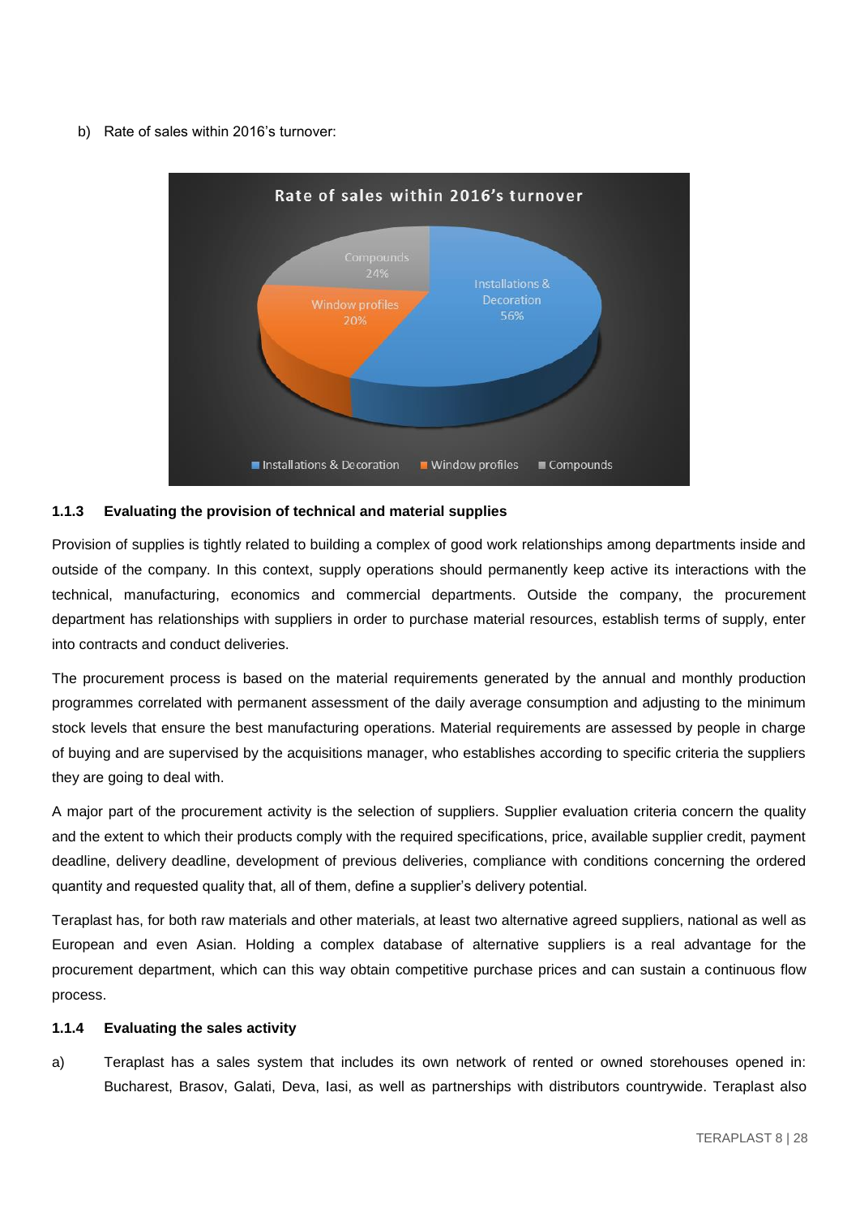b) Rate of sales within 2016's turnover:

### 1.1.3 Evaluating the provision of technical and material supplies

Provision of supplies is tightly related to building a complex of good work relationships among departments inside and outside of the company. In this context, supply operations should permanently keep active its interactions with the technical, manufacturing, economics and commercial departments. Outside the company, the procurement department has relationships with suppliers in order to purchase material resources, establish terms of supply, enter into contracts and conduct deliveries.

The procurement process is based on the material requirements generated by the annual and monthly production programmes correlated with permanent assessment of the daily average consumption and adjusting to the minimum stock levels that ensure the best manufacturing operations. Material requirements are assessed by people in charge of buying and are supervised by the acquisitions manager, who establishes according to specific criteria the suppliers they are going to deal with.

A major part of the procurement activity is the selection of suppliers. Supplier evaluation criteria concern the quality and the extent to which their products comply with the required specifications, price, available supplier credit, payment deadline, delivery deadline, development of previous deliveries, compliance with conditions concerning the ordered quantity and requested quality that, all of them, define a supplier's delivery potential.

Teraplast has, for both raw materials and other materials, at least two alternative agreed suppliers, national as well as European and even Asian. Holding a complex database of alternative suppliers is a real advantage for the procurement department, which can this way obtain competitive purchase prices and can sustain a continuous flow process.

### 1.1.4 Evaluating the sales activity

a) Teraplast has a sales system that includes its own network of rented or owned storehouses opened in: Bucharest, Brasov, Galati, Deva, Iasi, as well as partnerships with distributors countrywide. Teraplast also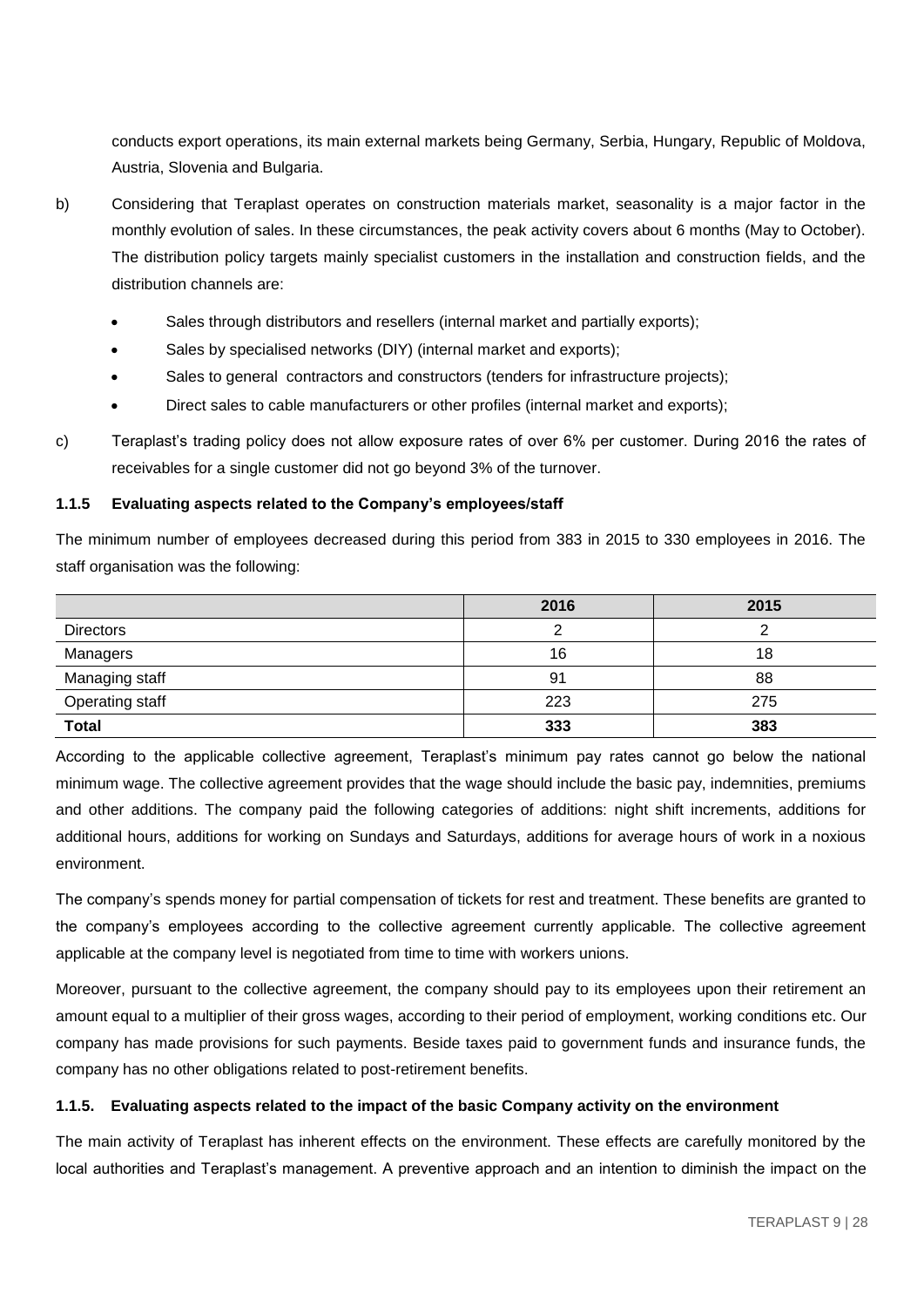conducts export operations, its main external markets being Germany, Serbia, Hungary, Republic of Moldova, Austria, Slovenia and Bulgaria.

b) Considering that Teraplast operates on construction materials market, seasonality is a major factor in the monthly evolution of sales. In these circumstances, the peak activity covers about 6 months (May to October). The distribution policy targets mainly specialist customers in the installation and construction fields, and the distribution channels are:

- Sales through distributors and resellers (internal market and partially exports);
- Sales by specialised networks (DIY) (internal market and exports);
- Sales to general contractors and constructors (tenders for infrastructure projects);
- Direct sales to cable manufacturers or other profiles (internal market and exports);

c) Teraplast's trading policy does not allow exposure rates of over 6% per customer. During 2016 the rates of receivables for a single customer did not go beyond 3% of the turnover.

#### 1.1.5 Evaluating aspects related to the Company's employees/staff

The minimum number of employees decreased during this period from 383 in 2015 to 330 employees in 2016. The staff organisation was the following:

| | 2016 | 2015 |
|---|---|---|
| Directors | 2 | 2 |
| Managers | 16 | 18 |
| Managing staff | 91 | 88 |
| Operating staff | 223 | 275 |
| **Total** | **333** | **383** |

According to the applicable collective agreement, Teraplast's minimum pay rates cannot go below the national minimum wage. The collective agreement provides that the wage should include the basic pay, indemnities, premiums and other additions. The company paid the following categories of additions: night shift increments, additions for additional hours, additions for working on Sundays and Saturdays, additions for average hours of work in a noxious environment.

The company's spends money for partial compensation of tickets for rest and treatment. These benefits are granted to the company's employees according to the collective agreement currently applicable. The collective agreement applicable at the company level is negotiated from time to time with workers unions.

Moreover, pursuant to the collective agreement, the company should pay to its employees upon their retirement an amount equal to a multiplier of their gross wages, according to their period of employment, working conditions etc. Our company has made provisions for such payments. Beside taxes paid to government funds and insurance funds, the company has no other obligations related to post-retirement benefits.

#### 1.1.5. Evaluating aspects related to the impact of the basic Company activity on the environment

The main activity of Teraplast has inherent effects on the environment. These effects are carefully monitored by the local authorities and Teraplast's management. A preventive approach and an intention to diminish the impact on the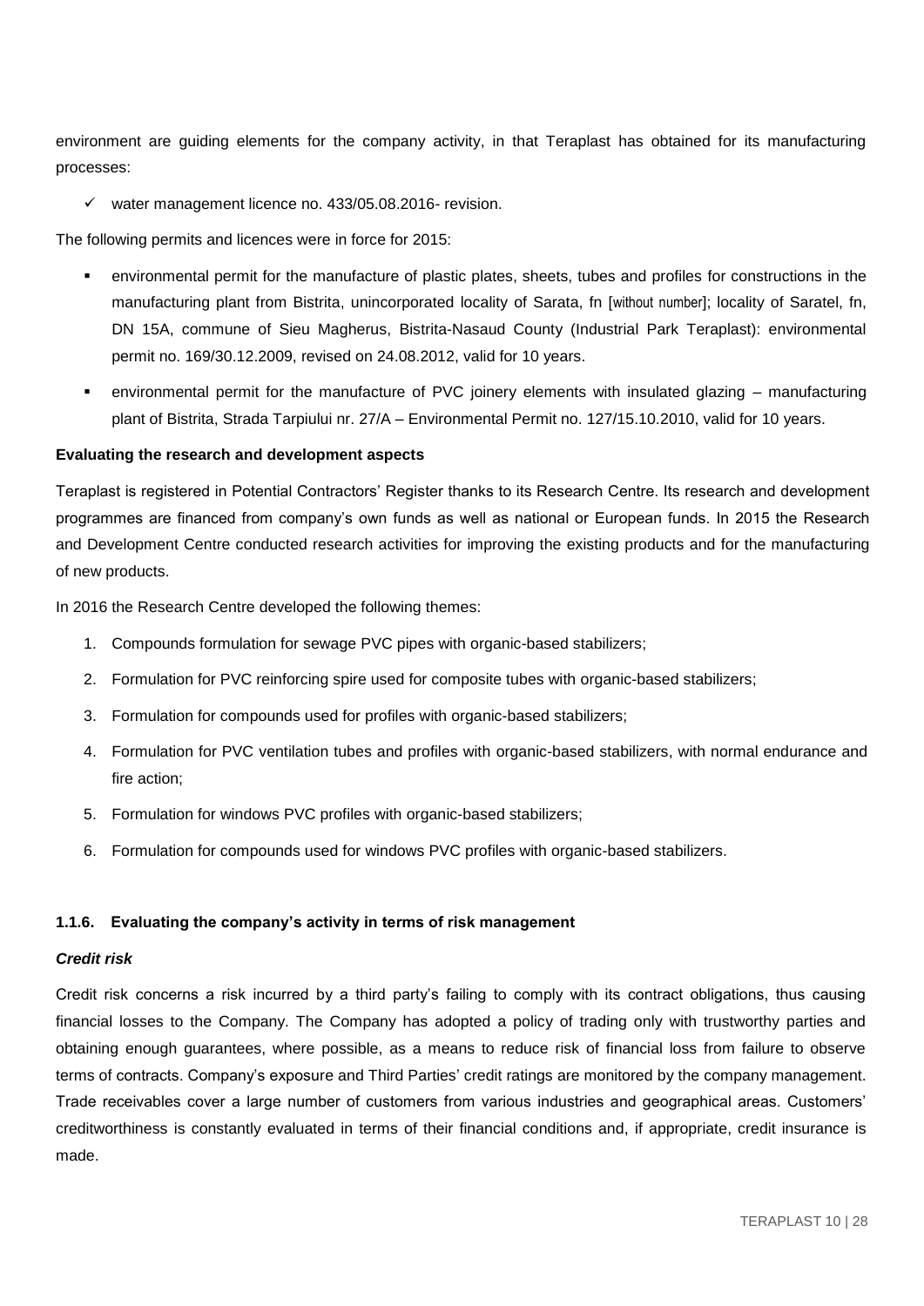environment are guiding elements for the company activity, in that Teraplast has obtained for its manufacturing processes:

- ✓ water management licence no. 433/05.08.2016- revision.

The following permits and licences were in force for 2015:

- environmental permit for the manufacture of plastic plates, sheets, tubes and profiles for constructions in the manufacturing plant from Bistrita, unincorporated locality of Sarata, fn [without number]; locality of Saratel, fn, DN 15A, commune of Sieu Magherus, Bistrita-Nasaud County (Industrial Park Teraplast): environmental permit no. 169/30.12.2009, revised on 24.08.2012, valid for 10 years.
- environmental permit for the manufacture of PVC joinery elements with insulated glazing – manufacturing plant of Bistrita, Strada Tarpiului nr. 27/A – Environmental Permit no. 127/15.10.2010, valid for 10 years.

**Evaluating the research and development aspects**

Teraplast is registered in Potential Contractors' Register thanks to its Research Centre. Its research and development programmes are financed from company's own funds as well as national or European funds. In 2015 the Research and Development Centre conducted research activities for improving the existing products and for the manufacturing of new products.

In 2016 the Research Centre developed the following themes:

1. Compounds formulation for sewage PVC pipes with organic-based stabilizers;
2. Formulation for PVC reinforcing spire used for composite tubes with organic-based stabilizers;
3. Formulation for compounds used for profiles with organic-based stabilizers;
4. Formulation for PVC ventilation tubes and profiles with organic-based stabilizers, with normal endurance and fire action;
5. Formulation for windows PVC profiles with organic-based stabilizers;
6. Formulation for compounds used for windows PVC profiles with organic-based stabilizers.

### 1.1.6. Evaluating the company's activity in terms of risk management

***Credit risk***

Credit risk concerns a risk incurred by a third party's failing to comply with its contract obligations, thus causing financial losses to the Company. The Company has adopted a policy of trading only with trustworthy parties and obtaining enough guarantees, where possible, as a means to reduce risk of financial loss from failure to observe terms of contracts. Company's exposure and Third Parties' credit ratings are monitored by the company management. Trade receivables cover a large number of customers from various industries and geographical areas. Customers' creditworthiness is constantly evaluated in terms of their financial conditions and, if appropriate, credit insurance is made.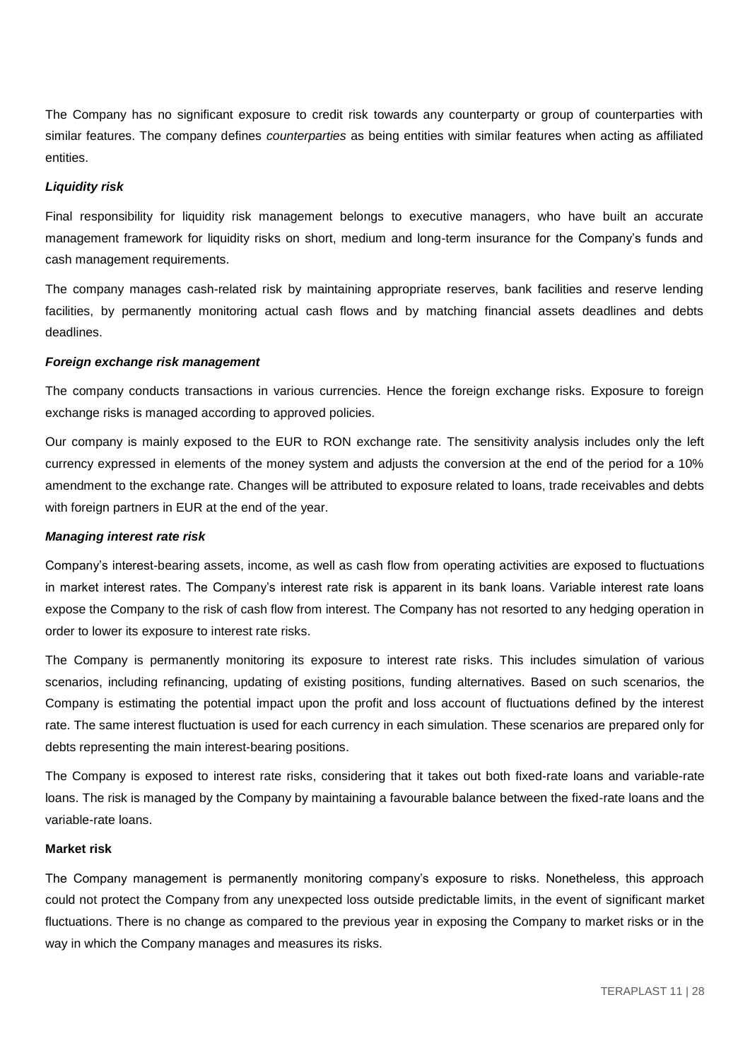The Company has no significant exposure to credit risk towards any counterparty or group of counterparties with similar features. The company defines *counterparties* as being entities with similar features when acting as affiliated entities.

***Liquidity risk***

Final responsibility for liquidity risk management belongs to executive managers, who have built an accurate management framework for liquidity risks on short, medium and long-term insurance for the Company's funds and cash management requirements.

The company manages cash-related risk by maintaining appropriate reserves, bank facilities and reserve lending facilities, by permanently monitoring actual cash flows and by matching financial assets deadlines and debts deadlines.

***Foreign exchange risk management***

The company conducts transactions in various currencies. Hence the foreign exchange risks. Exposure to foreign exchange risks is managed according to approved policies.

Our company is mainly exposed to the EUR to RON exchange rate. The sensitivity analysis includes only the left currency expressed in elements of the money system and adjusts the conversion at the end of the period for a 10% amendment to the exchange rate. Changes will be attributed to exposure related to loans, trade receivables and debts with foreign partners in EUR at the end of the year.

***Managing interest rate risk***

Company's interest-bearing assets, income, as well as cash flow from operating activities are exposed to fluctuations in market interest rates. The Company's interest rate risk is apparent in its bank loans. Variable interest rate loans expose the Company to the risk of cash flow from interest. The Company has not resorted to any hedging operation in order to lower its exposure to interest rate risks.

The Company is permanently monitoring its exposure to interest rate risks. This includes simulation of various scenarios, including refinancing, updating of existing positions, funding alternatives. Based on such scenarios, the Company is estimating the potential impact upon the profit and loss account of fluctuations defined by the interest rate. The same interest fluctuation is used for each currency in each simulation. These scenarios are prepared only for debts representing the main interest-bearing positions.

The Company is exposed to interest rate risks, considering that it takes out both fixed-rate loans and variable-rate loans. The risk is managed by the Company by maintaining a favourable balance between the fixed-rate loans and the variable-rate loans.

**Market risk**

The Company management is permanently monitoring company's exposure to risks. Nonetheless, this approach could not protect the Company from any unexpected loss outside predictable limits, in the event of significant market fluctuations. There is no change as compared to the previous year in exposing the Company to market risks or in the way in which the Company manages and measures its risks.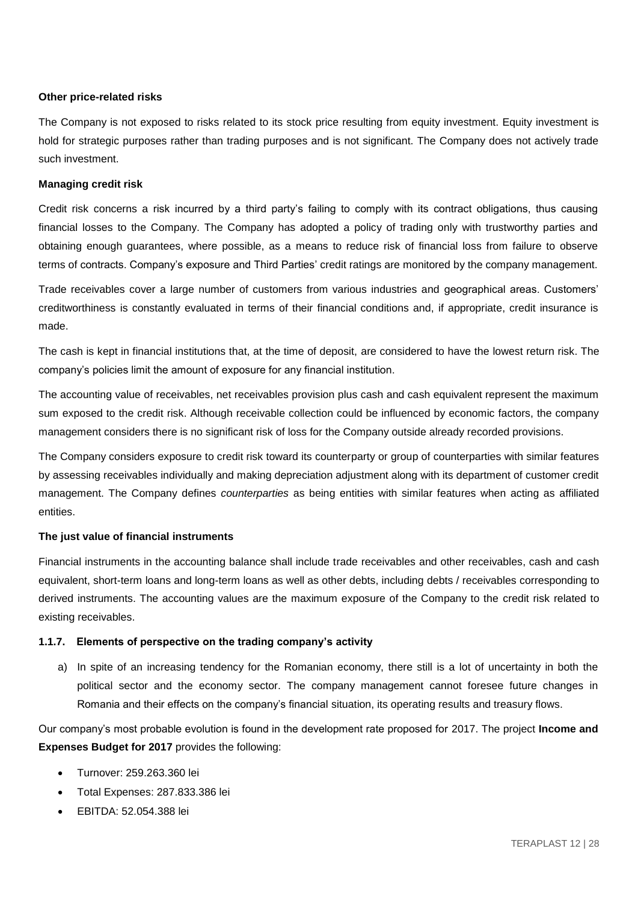**Other price-related risks**

The Company is not exposed to risks related to its stock price resulting from equity investment. Equity investment is hold for strategic purposes rather than trading purposes and is not significant. The Company does not actively trade such investment.

**Managing credit risk**

Credit risk concerns a risk incurred by a third party's failing to comply with its contract obligations, thus causing financial losses to the Company. The Company has adopted a policy of trading only with trustworthy parties and obtaining enough guarantees, where possible, as a means to reduce risk of financial loss from failure to observe terms of contracts. Company's exposure and Third Parties' credit ratings are monitored by the company management.

Trade receivables cover a large number of customers from various industries and geographical areas. Customers' creditworthiness is constantly evaluated in terms of their financial conditions and, if appropriate, credit insurance is made.

The cash is kept in financial institutions that, at the time of deposit, are considered to have the lowest return risk. The company's policies limit the amount of exposure for any financial institution.

The accounting value of receivables, net receivables provision plus cash and cash equivalent represent the maximum sum exposed to the credit risk. Although receivable collection could be influenced by economic factors, the company management considers there is no significant risk of loss for the Company outside already recorded provisions.

The Company considers exposure to credit risk toward its counterparty or group of counterparties with similar features by assessing receivables individually and making depreciation adjustment along with its department of customer credit management. The Company defines *counterparties* as being entities with similar features when acting as affiliated entities.

**The just value of financial instruments**

Financial instruments in the accounting balance shall include trade receivables and other receivables, cash and cash equivalent, short-term loans and long-term loans as well as other debts, including debts / receivables corresponding to derived instruments. The accounting values are the maximum exposure of the Company to the credit risk related to existing receivables.

### 1.1.7. Elements of perspective on the trading company's activity

a) In spite of an increasing tendency for the Romanian economy, there still is a lot of uncertainty in both the political sector and the economy sector. The company management cannot foresee future changes in Romania and their effects on the company's financial situation, its operating results and treasury flows.

Our company's most probable evolution is found in the development rate proposed for 2017. The project **Income and Expenses Budget for 2017** provides the following:

- Turnover: 259.263.360 lei
- Total Expenses: 287.833.386 lei
- EBITDA: 52.054.388 lei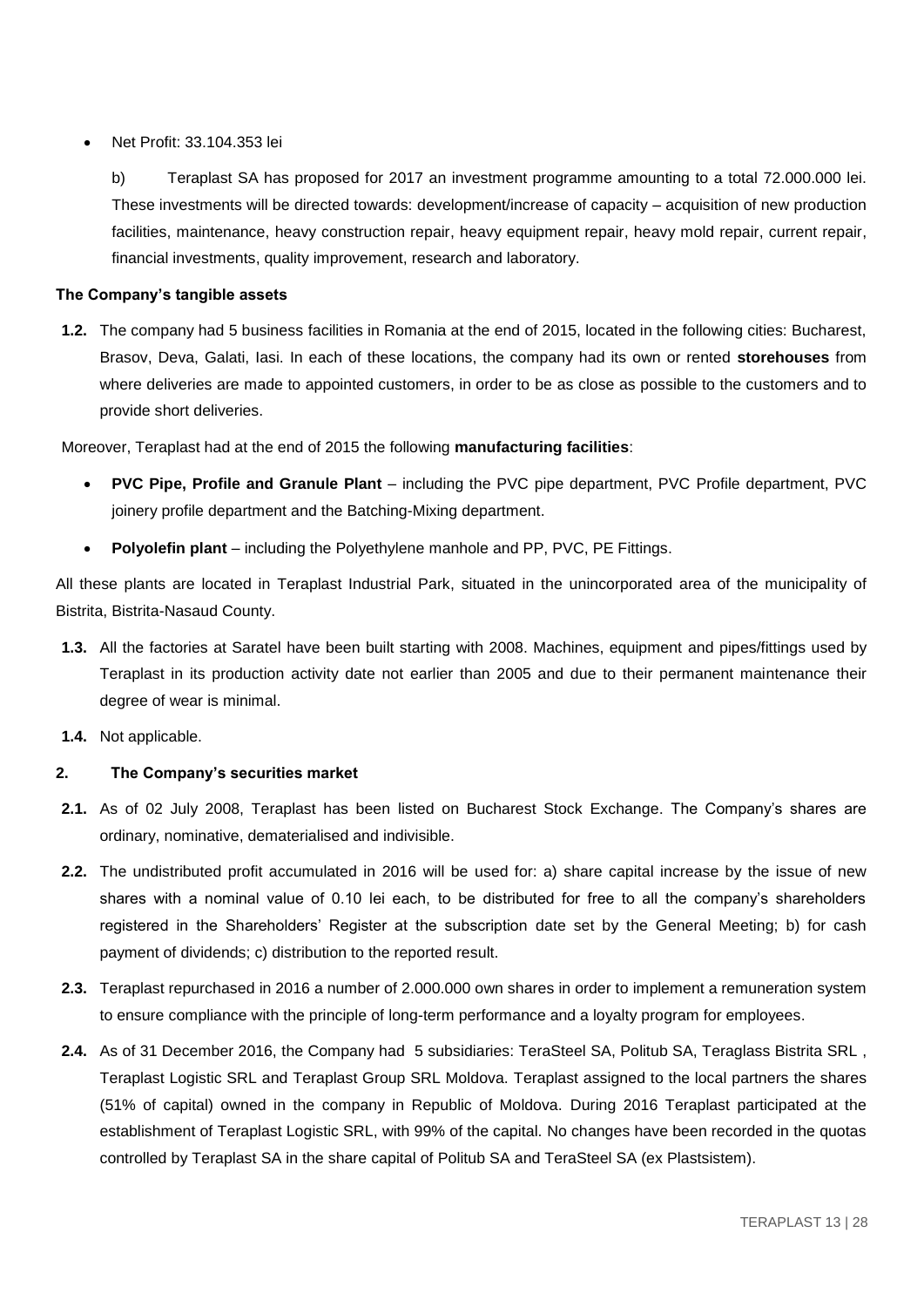- Net Profit: 33.104.353 lei

  b) Teraplast SA has proposed for 2017 an investment programme amounting to a total 72.000.000 lei. These investments will be directed towards: development/increase of capacity – acquisition of new production facilities, maintenance, heavy construction repair, heavy equipment repair, heavy mold repair, current repair, financial investments, quality improvement, research and laboratory.

**The Company's tangible assets**

**1.2.** The company had 5 business facilities in Romania at the end of 2015, located in the following cities: Bucharest, Brasov, Deva, Galati, Iasi. In each of these locations, the company had its own or rented **storehouses** from where deliveries are made to appointed customers, in order to be as close as possible to the customers and to provide short deliveries.

Moreover, Teraplast had at the end of 2015 the following **manufacturing facilities**:

- **PVC Pipe, Profile and Granule Plant** – including the PVC pipe department, PVC Profile department, PVC joinery profile department and the Batching-Mixing department.
- **Polyolefin plant** – including the Polyethylene manhole and PP, PVC, PE Fittings.

All these plants are located in Teraplast Industrial Park, situated in the unincorporated area of the municipality of Bistrita, Bistrita-Nasaud County.

**1.3.** All the factories at Saratel have been built starting with 2008. Machines, equipment and pipes/fittings used by Teraplast in its production activity date not earlier than 2005 and due to their permanent maintenance their degree of wear is minimal.

**1.4.** Not applicable.

**2. The Company's securities market**

**2.1.** As of 02 July 2008, Teraplast has been listed on Bucharest Stock Exchange. The Company's shares are ordinary, nominative, dematerialised and indivisible.

**2.2.** The undistributed profit accumulated in 2016 will be used for: a) share capital increase by the issue of new shares with a nominal value of 0.10 lei each, to be distributed for free to all the company's shareholders registered in the Shareholders' Register at the subscription date set by the General Meeting; b) for cash payment of dividends; c) distribution to the reported result.

**2.3.** Teraplast repurchased in 2016 a number of 2.000.000 own shares in order to implement a remuneration system to ensure compliance with the principle of long-term performance and a loyalty program for employees.

**2.4.** As of 31 December 2016, the Company had 5 subsidiaries: TeraSteel SA, Politub SA, Teraglass Bistrita SRL , Teraplast Logistic SRL and Teraplast Group SRL Moldova. Teraplast assigned to the local partners the shares (51% of capital) owned in the company in Republic of Moldova. During 2016 Teraplast participated at the establishment of Teraplast Logistic SRL, with 99% of the capital. No changes have been recorded in the quotas controlled by Teraplast SA in the share capital of Politub SA and TeraSteel SA (ex Plastsistem).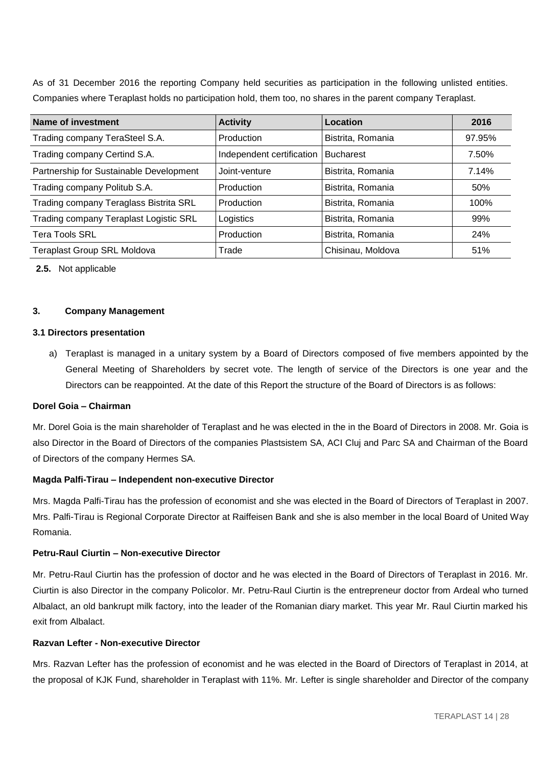As of 31 December 2016 the reporting Company held securities as participation in the following unlisted entities. Companies where Teraplast holds no participation hold, them too, no shares in the parent company Teraplast.

| Name of investment | Activity | Location | 2016 |
|---|---|---|---|
| Trading company TeraSteel S.A. | Production | Bistrita, Romania | 97.95% |
| Trading company Certind S.A. | Independent certification | Bucharest | 7.50% |
| Partnership for Sustainable Development | Joint-venture | Bistrita, Romania | 7.14% |
| Trading company Politub S.A. | Production | Bistrita, Romania | 50% |
| Trading company Teraglass Bistrita SRL | Production | Bistrita, Romania | 100% |
| Trading company Teraplast Logistic SRL | Logistics | Bistrita, Romania | 99% |
| Tera Tools SRL | Production | Bistrita, Romania | 24% |
| Teraplast Group SRL Moldova | Trade | Chisinau, Moldova | 51% |

**2.5.** Not applicable

## 3. Company Management

### 3.1 Directors presentation

a) Teraplast is managed in a unitary system by a Board of Directors composed of five members appointed by the General Meeting of Shareholders by secret vote. The length of service of the Directors is one year and the Directors can be reappointed. At the date of this Report the structure of the Board of Directors is as follows:

**Dorel Goia – Chairman**

Mr. Dorel Goia is the main shareholder of Teraplast and he was elected in the in the Board of Directors in 2008. Mr. Goia is also Director in the Board of Directors of the companies Plastsistem SA, ACI Cluj and Parc SA and Chairman of the Board of Directors of the company Hermes SA.

**Magda Palfi-Tirau – Independent non-executive Director**

Mrs. Magda Palfi-Tirau has the profession of economist and she was elected in the Board of Directors of Teraplast in 2007. Mrs. Palfi-Tirau is Regional Corporate Director at Raiffeisen Bank and she is also member in the local Board of United Way Romania.

**Petru-Raul Ciurtin – Non-executive Director**

Mr. Petru-Raul Ciurtin has the profession of doctor and he was elected in the Board of Directors of Teraplast in 2016. Mr. Ciurtin is also Director in the company Policolor. Mr. Petru-Raul Ciurtin is the entrepreneur doctor from Ardeal who turned Albalact, an old bankrupt milk factory, into the leader of the Romanian diary market. This year Mr. Raul Ciurtin marked his exit from Albalact.

**Razvan Lefter - Non-executive Director**

Mrs. Razvan Lefter has the profession of economist and he was elected in the Board of Directors of Teraplast in 2014, at the proposal of KJK Fund, shareholder in Teraplast with 11%. Mr. Lefter is single shareholder and Director of the company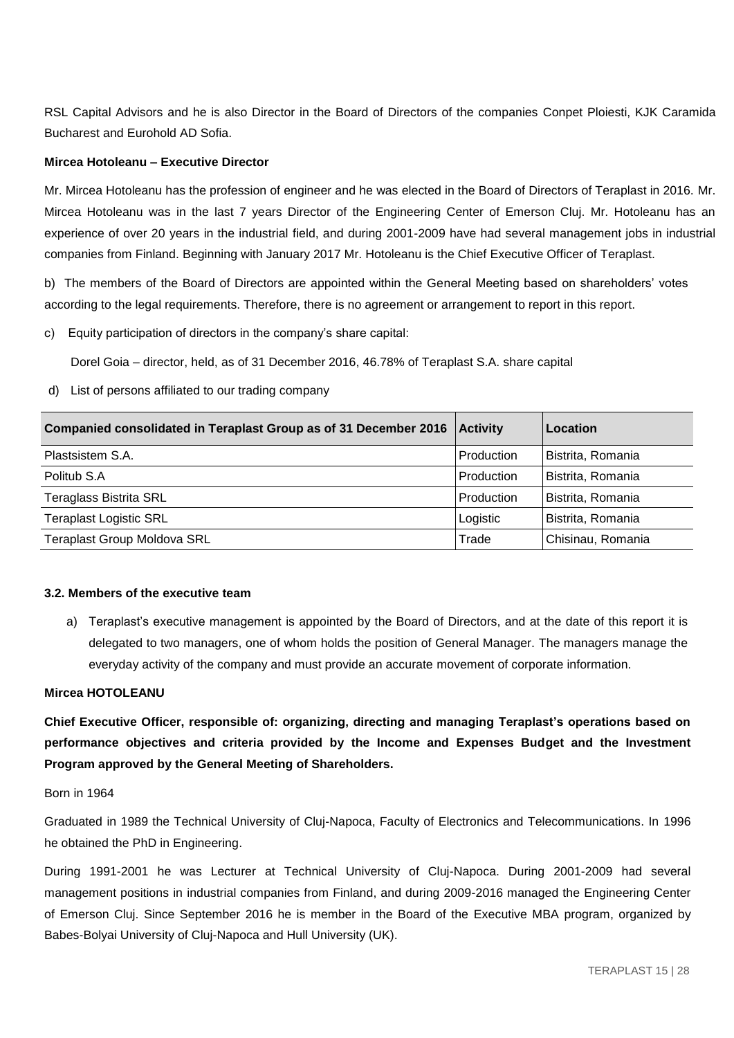RSL Capital Advisors and he is also Director in the Board of Directors of the companies Conpet Ploiesti, KJK Caramida Bucharest and Eurohold AD Sofia.

**Mircea Hotoleanu – Executive Director**

Mr. Mircea Hotoleanu has the profession of engineer and he was elected in the Board of Directors of Teraplast in 2016. Mr. Mircea Hotoleanu was in the last 7 years Director of the Engineering Center of Emerson Cluj. Mr. Hotoleanu has an experience of over 20 years in the industrial field, and during 2001-2009 have had several management jobs in industrial companies from Finland. Beginning with January 2017 Mr. Hotoleanu is the Chief Executive Officer of Teraplast.

b) The members of the Board of Directors are appointed within the General Meeting based on shareholders' votes according to the legal requirements. Therefore, there is no agreement or arrangement to report in this report.

c) Equity participation of directors in the company's share capital:

Dorel Goia – director, held, as of 31 December 2016, 46.78% of Teraplast S.A. share capital

d) List of persons affiliated to our trading company

| Companied consolidated in Teraplast Group as of 31 December 2016 | Activity | Location |
|---|---|---|
| Plastsistem S.A. | Production | Bistrita, Romania |
| Politub S.A | Production | Bistrita, Romania |
| Teraglass Bistrita SRL | Production | Bistrita, Romania |
| Teraplast Logistic SRL | Logistic | Bistrita, Romania |
| Teraplast Group Moldova SRL | Trade | Chisinau, Romania |

#### 3.2. Members of the executive team

a) Teraplast's executive management is appointed by the Board of Directors, and at the date of this report it is delegated to two managers, one of whom holds the position of General Manager. The managers manage the everyday activity of the company and must provide an accurate movement of corporate information.

**Mircea HOTOLEANU**

**Chief Executive Officer, responsible of: organizing, directing and managing Teraplast's operations based on performance objectives and criteria provided by the Income and Expenses Budget and the Investment Program approved by the General Meeting of Shareholders.**

Born in 1964

Graduated in 1989 the Technical University of Cluj-Napoca, Faculty of Electronics and Telecommunications. In 1996 he obtained the PhD in Engineering.

During 1991-2001 he was Lecturer at Technical University of Cluj-Napoca. During 2001-2009 had several management positions in industrial companies from Finland, and during 2009-2016 managed the Engineering Center of Emerson Cluj. Since September 2016 he is member in the Board of the Executive MBA program, organized by Babes-Bolyai University of Cluj-Napoca and Hull University (UK).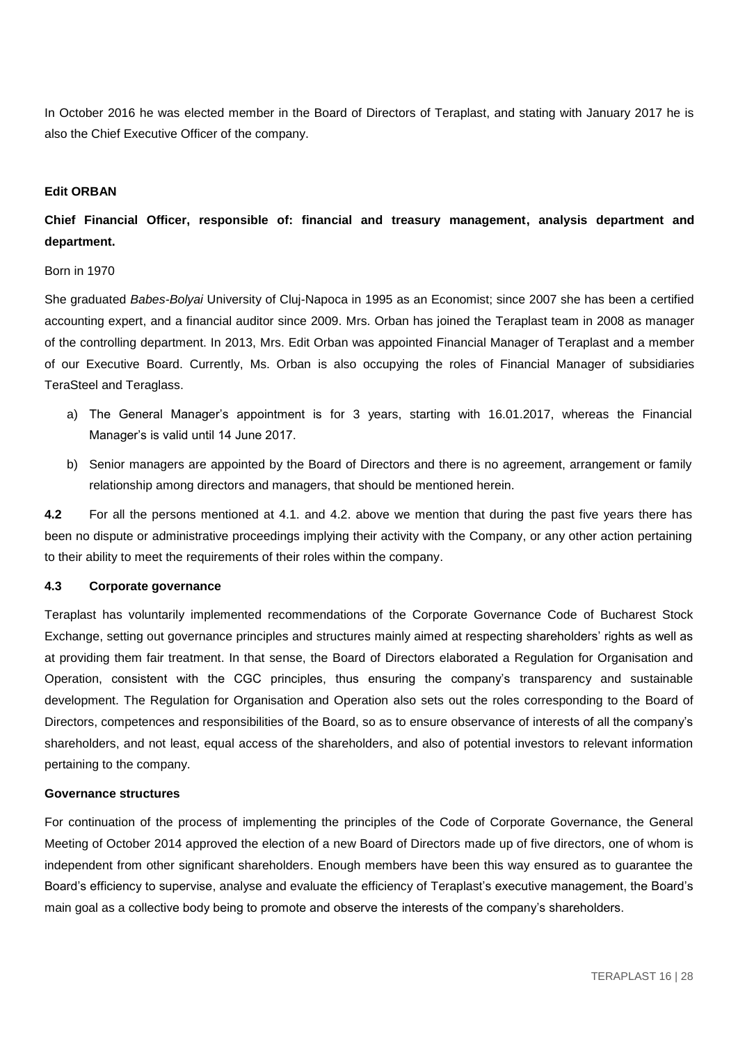In October 2016 he was elected member in the Board of Directors of Teraplast, and stating with January 2017 he is also the Chief Executive Officer of the company.

**Edit ORBAN**

**Chief Financial Officer, responsible of: financial and treasury management, analysis department and department.**

Born in 1970

She graduated *Babes-Bolyai* University of Cluj-Napoca in 1995 as an Economist; since 2007 she has been a certified accounting expert, and a financial auditor since 2009. Mrs. Orban has joined the Teraplast team in 2008 as manager of the controlling department. In 2013, Mrs. Edit Orban was appointed Financial Manager of Teraplast and a member of our Executive Board. Currently, Ms. Orban is also occupying the roles of Financial Manager of subsidiaries TeraSteel and Teraglass.

a) The General Manager's appointment is for 3 years, starting with 16.01.2017, whereas the Financial Manager's is valid until 14 June 2017.

b) Senior managers are appointed by the Board of Directors and there is no agreement, arrangement or family relationship among directors and managers, that should be mentioned herein.

**4.2** For all the persons mentioned at 4.1. and 4.2. above we mention that during the past five years there has been no dispute or administrative proceedings implying their activity with the Company, or any other action pertaining to their ability to meet the requirements of their roles within the company.

**4.3 Corporate governance**

Teraplast has voluntarily implemented recommendations of the Corporate Governance Code of Bucharest Stock Exchange, setting out governance principles and structures mainly aimed at respecting shareholders' rights as well as at providing them fair treatment. In that sense, the Board of Directors elaborated a Regulation for Organisation and Operation, consistent with the CGC principles, thus ensuring the company's transparency and sustainable development. The Regulation for Organisation and Operation also sets out the roles corresponding to the Board of Directors, competences and responsibilities of the Board, so as to ensure observance of interests of all the company's shareholders, and not least, equal access of the shareholders, and also of potential investors to relevant information pertaining to the company.

**Governance structures**

For continuation of the process of implementing the principles of the Code of Corporate Governance, the General Meeting of October 2014 approved the election of a new Board of Directors made up of five directors, one of whom is independent from other significant shareholders. Enough members have been this way ensured as to guarantee the Board's efficiency to supervise, analyse and evaluate the efficiency of Teraplast's executive management, the Board's main goal as a collective body being to promote and observe the interests of the company's shareholders.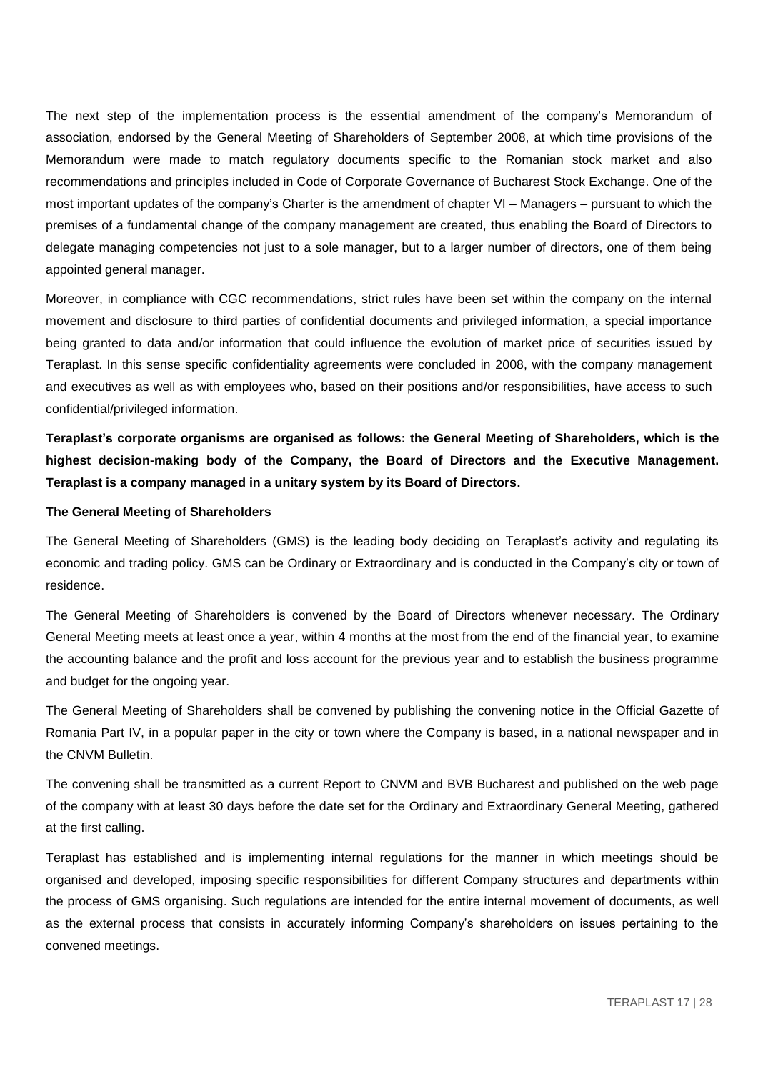The next step of the implementation process is the essential amendment of the company's Memorandum of association, endorsed by the General Meeting of Shareholders of September 2008, at which time provisions of the Memorandum were made to match regulatory documents specific to the Romanian stock market and also recommendations and principles included in Code of Corporate Governance of Bucharest Stock Exchange. One of the most important updates of the company's Charter is the amendment of chapter VI – Managers – pursuant to which the premises of a fundamental change of the company management are created, thus enabling the Board of Directors to delegate managing competencies not just to a sole manager, but to a larger number of directors, one of them being appointed general manager.

Moreover, in compliance with CGC recommendations, strict rules have been set within the company on the internal movement and disclosure to third parties of confidential documents and privileged information, a special importance being granted to data and/or information that could influence the evolution of market price of securities issued by Teraplast. In this sense specific confidentiality agreements were concluded in 2008, with the company management and executives as well as with employees who, based on their positions and/or responsibilities, have access to such confidential/privileged information.

**Teraplast's corporate organisms are organised as follows: the General Meeting of Shareholders, which is the highest decision-making body of the Company, the Board of Directors and the Executive Management. Teraplast is a company managed in a unitary system by its Board of Directors.**

**The General Meeting of Shareholders**

The General Meeting of Shareholders (GMS) is the leading body deciding on Teraplast's activity and regulating its economic and trading policy. GMS can be Ordinary or Extraordinary and is conducted in the Company's city or town of residence.

The General Meeting of Shareholders is convened by the Board of Directors whenever necessary. The Ordinary General Meeting meets at least once a year, within 4 months at the most from the end of the financial year, to examine the accounting balance and the profit and loss account for the previous year and to establish the business programme and budget for the ongoing year.

The General Meeting of Shareholders shall be convened by publishing the convening notice in the Official Gazette of Romania Part IV, in a popular paper in the city or town where the Company is based, in a national newspaper and in the CNVM Bulletin.

The convening shall be transmitted as a current Report to CNVM and BVB Bucharest and published on the web page of the company with at least 30 days before the date set for the Ordinary and Extraordinary General Meeting, gathered at the first calling.

Teraplast has established and is implementing internal regulations for the manner in which meetings should be organised and developed, imposing specific responsibilities for different Company structures and departments within the process of GMS organising. Such regulations are intended for the entire internal movement of documents, as well as the external process that consists in accurately informing Company's shareholders on issues pertaining to the convened meetings.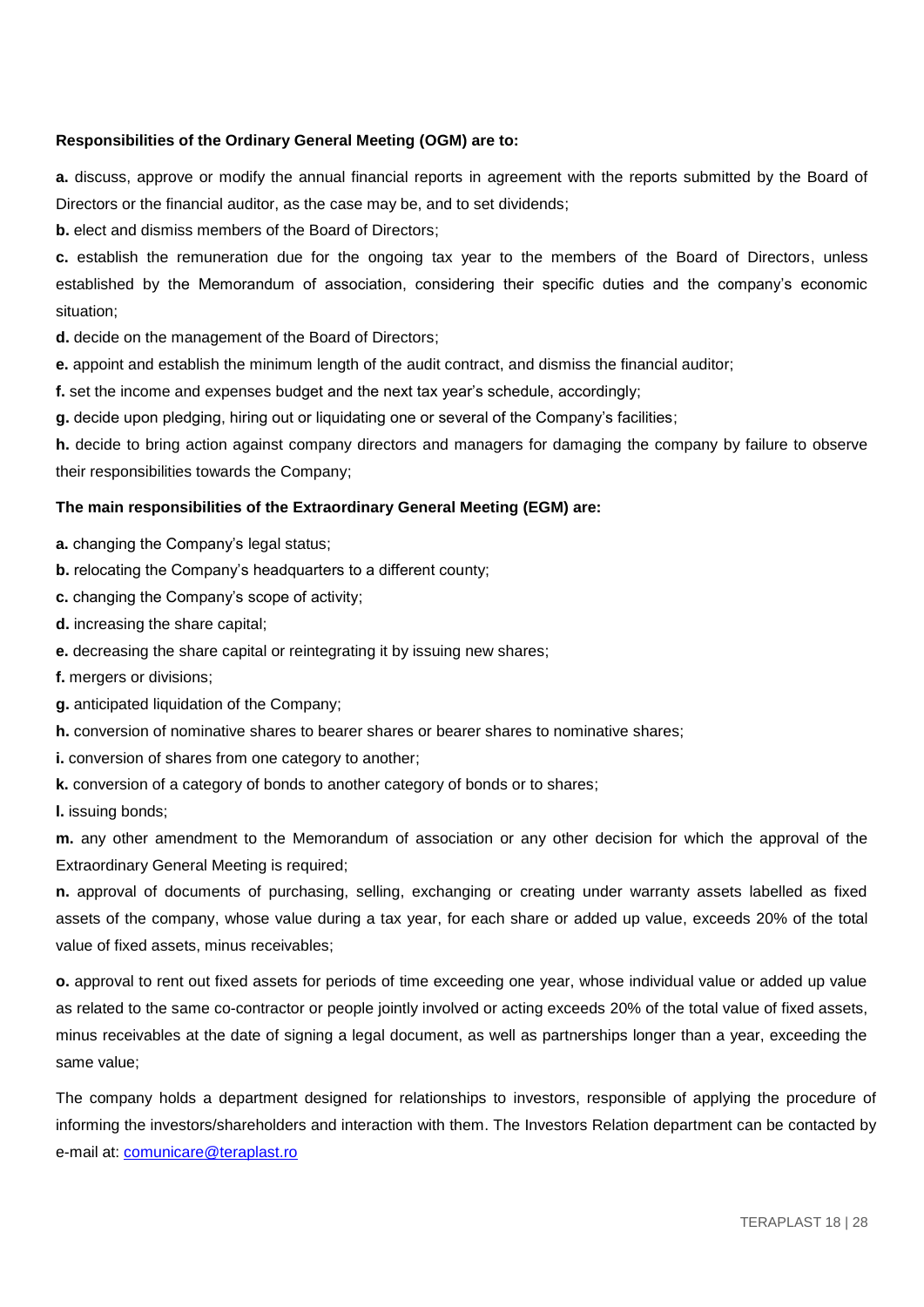**Responsibilities of the Ordinary General Meeting (OGM) are to:**

**a.** discuss, approve or modify the annual financial reports in agreement with the reports submitted by the Board of Directors or the financial auditor, as the case may be, and to set dividends;

**b.** elect and dismiss members of the Board of Directors;

**c.** establish the remuneration due for the ongoing tax year to the members of the Board of Directors, unless established by the Memorandum of association, considering their specific duties and the company's economic situation;

**d.** decide on the management of the Board of Directors;

**e.** appoint and establish the minimum length of the audit contract, and dismiss the financial auditor;

**f.** set the income and expenses budget and the next tax year's schedule, accordingly;

**g.** decide upon pledging, hiring out or liquidating one or several of the Company's facilities;

**h.** decide to bring action against company directors and managers for damaging the company by failure to observe their responsibilities towards the Company;

**The main responsibilities of the Extraordinary General Meeting (EGM) are:**

**a.** changing the Company's legal status;

**b.** relocating the Company's headquarters to a different county;

**c.** changing the Company's scope of activity;

**d.** increasing the share capital;

**e.** decreasing the share capital or reintegrating it by issuing new shares;

**f.** mergers or divisions;

**g.** anticipated liquidation of the Company;

**h.** conversion of nominative shares to bearer shares or bearer shares to nominative shares;

**i.** conversion of shares from one category to another;

**k.** conversion of a category of bonds to another category of bonds or to shares;

**l.** issuing bonds;

**m.** any other amendment to the Memorandum of association or any other decision for which the approval of the Extraordinary General Meeting is required;

**n.** approval of documents of purchasing, selling, exchanging or creating under warranty assets labelled as fixed assets of the company, whose value during a tax year, for each share or added up value, exceeds 20% of the total value of fixed assets, minus receivables;

**o.** approval to rent out fixed assets for periods of time exceeding one year, whose individual value or added up value as related to the same co-contractor or people jointly involved or acting exceeds 20% of the total value of fixed assets, minus receivables at the date of signing a legal document, as well as partnerships longer than a year, exceeding the same value;

The company holds a department designed for relationships to investors, responsible of applying the procedure of informing the investors/shareholders and interaction with them. The Investors Relation department can be contacted by e-mail at: [comunicare@teraplast.ro](mailto:comunicare@teraplast.ro)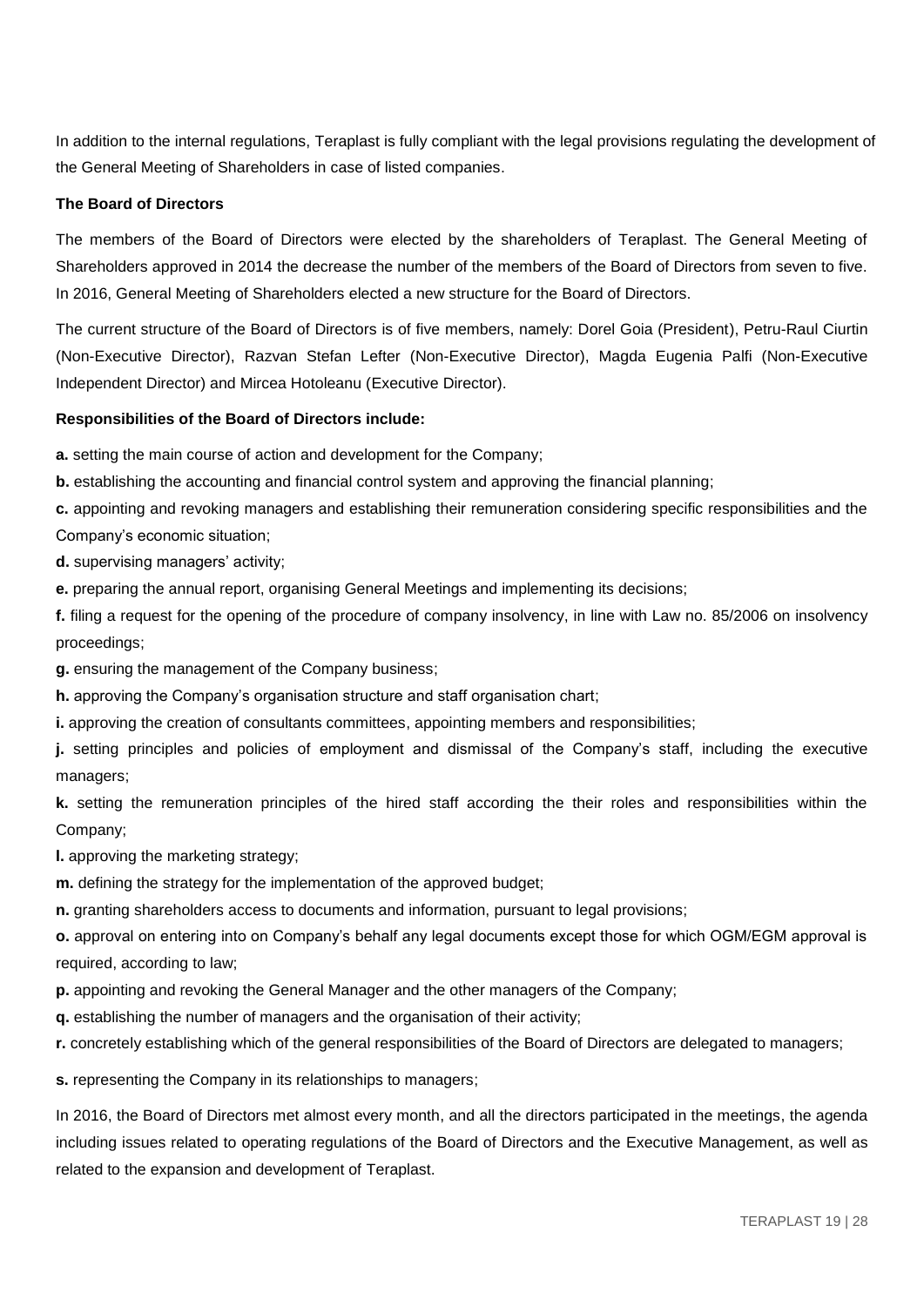In addition to the internal regulations, Teraplast is fully compliant with the legal provisions regulating the development of the General Meeting of Shareholders in case of listed companies.

**The Board of Directors**

The members of the Board of Directors were elected by the shareholders of Teraplast. The General Meeting of Shareholders approved in 2014 the decrease the number of the members of the Board of Directors from seven to five. In 2016, General Meeting of Shareholders elected a new structure for the Board of Directors.

The current structure of the Board of Directors is of five members, namely: Dorel Goia (President), Petru-Raul Ciurtin (Non-Executive Director), Razvan Stefan Lefter (Non-Executive Director), Magda Eugenia Palfi (Non-Executive Independent Director) and Mircea Hotoleanu (Executive Director).

**Responsibilities of the Board of Directors include:**

**a.** setting the main course of action and development for the Company;

**b.** establishing the accounting and financial control system and approving the financial planning;

**c.** appointing and revoking managers and establishing their remuneration considering specific responsibilities and the Company's economic situation;

**d.** supervising managers' activity;

**e.** preparing the annual report, organising General Meetings and implementing its decisions;

**f.** filing a request for the opening of the procedure of company insolvency, in line with Law no. 85/2006 on insolvency proceedings;

**g.** ensuring the management of the Company business;

**h.** approving the Company's organisation structure and staff organisation chart;

**i.** approving the creation of consultants committees, appointing members and responsibilities;

**j.** setting principles and policies of employment and dismissal of the Company's staff, including the executive managers;

**k.** setting the remuneration principles of the hired staff according the their roles and responsibilities within the Company;

**l.** approving the marketing strategy;

**m.** defining the strategy for the implementation of the approved budget;

**n.** granting shareholders access to documents and information, pursuant to legal provisions;

**o.** approval on entering into on Company's behalf any legal documents except those for which OGM/EGM approval is required, according to law;

**p.** appointing and revoking the General Manager and the other managers of the Company;

**q.** establishing the number of managers and the organisation of their activity;

**r.** concretely establishing which of the general responsibilities of the Board of Directors are delegated to managers;

**s.** representing the Company in its relationships to managers;

In 2016, the Board of Directors met almost every month, and all the directors participated in the meetings, the agenda including issues related to operating regulations of the Board of Directors and the Executive Management, as well as related to the expansion and development of Teraplast.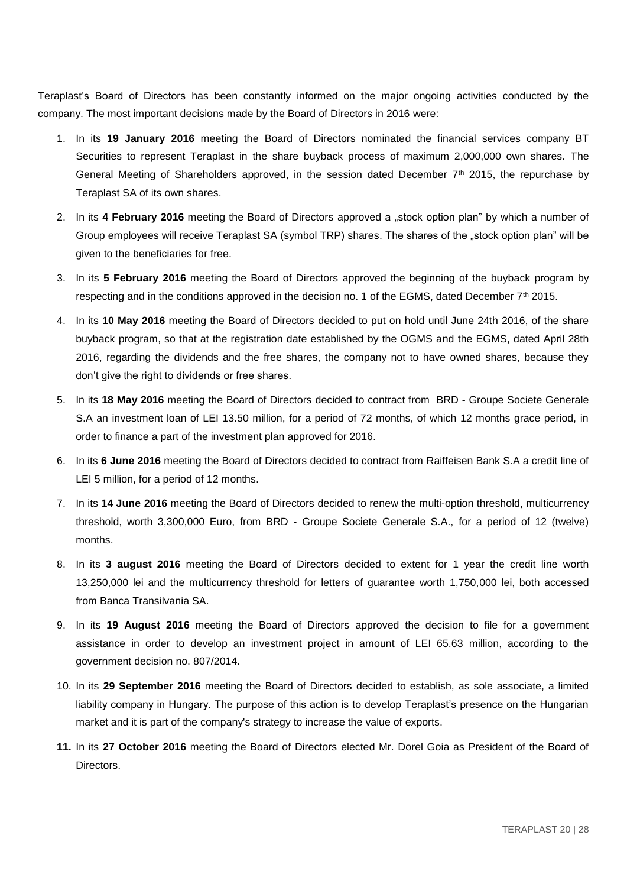Teraplast's Board of Directors has been constantly informed on the major ongoing activities conducted by the company. The most important decisions made by the Board of Directors in 2016 were:

1. In its **19 January 2016** meeting the Board of Directors nominated the financial services company BT Securities to represent Teraplast in the share buyback process of maximum 2,000,000 own shares. The General Meeting of Shareholders approved, in the session dated December 7th 2015, the repurchase by Teraplast SA of its own shares.
2. In its **4 February 2016** meeting the Board of Directors approved a „stock option plan" by which a number of Group employees will receive Teraplast SA (symbol TRP) shares. The shares of the „stock option plan" will be given to the beneficiaries for free.
3. In its **5 February 2016** meeting the Board of Directors approved the beginning of the buyback program by respecting and in the conditions approved in the decision no. 1 of the EGMS, dated December 7th 2015.
4. In its **10 May 2016** meeting the Board of Directors decided to put on hold until June 24th 2016, of the share buyback program, so that at the registration date established by the OGMS and the EGMS, dated April 28th 2016, regarding the dividends and the free shares, the company not to have owned shares, because they don't give the right to dividends or free shares.
5. In its **18 May 2016** meeting the Board of Directors decided to contract from BRD - Groupe Societe Generale S.A an investment loan of LEI 13.50 million, for a period of 72 months, of which 12 months grace period, in order to finance a part of the investment plan approved for 2016.
6. In its **6 June 2016** meeting the Board of Directors decided to contract from Raiffeisen Bank S.A a credit line of LEI 5 million, for a period of 12 months.
7. In its **14 June 2016** meeting the Board of Directors decided to renew the multi-option threshold, multicurrency threshold, worth 3,300,000 Euro, from BRD - Groupe Societe Generale S.A., for a period of 12 (twelve) months.
8. In its **3 august 2016** meeting the Board of Directors decided to extent for 1 year the credit line worth 13,250,000 lei and the multicurrency threshold for letters of guarantee worth 1,750,000 lei, both accessed from Banca Transilvania SA.
9. In its **19 August 2016** meeting the Board of Directors approved the decision to file for a government assistance in order to develop an investment project in amount of LEI 65.63 million, according to the government decision no. 807/2014.
10. In its **29 September 2016** meeting the Board of Directors decided to establish, as sole associate, a limited liability company in Hungary. The purpose of this action is to develop Teraplast's presence on the Hungarian market and it is part of the company's strategy to increase the value of exports.
11. In its **27 October 2016** meeting the Board of Directors elected Mr. Dorel Goia as President of the Board of Directors.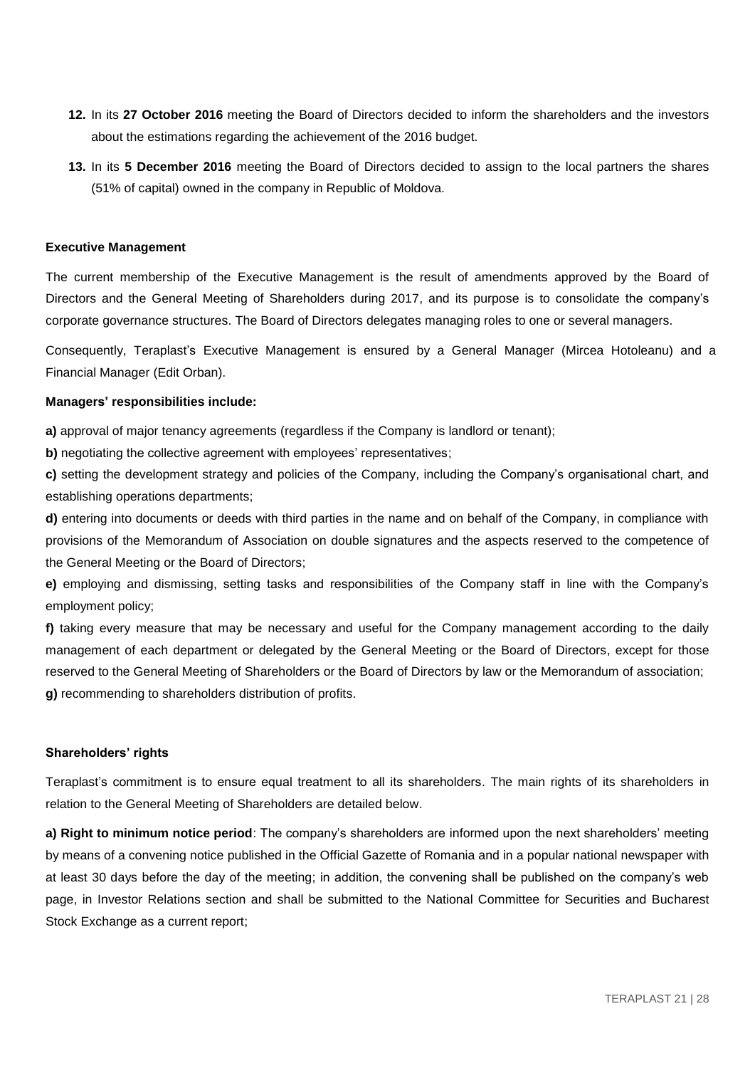**12.** In its **27 October 2016** meeting the Board of Directors decided to inform the shareholders and the investors about the estimations regarding the achievement of the 2016 budget.

**13.** In its **5 December 2016** meeting the Board of Directors decided to assign to the local partners the shares (51% of capital) owned in the company in Republic of Moldova.

**Executive Management**

The current membership of the Executive Management is the result of amendments approved by the Board of Directors and the General Meeting of Shareholders during 2017, and its purpose is to consolidate the company's corporate governance structures. The Board of Directors delegates managing roles to one or several managers.

Consequently, Teraplast's Executive Management is ensured by a General Manager (Mircea Hotoleanu) and a Financial Manager (Edit Orban).

**Managers' responsibilities include:**

**a)** approval of major tenancy agreements (regardless if the Company is landlord or tenant);

**b)** negotiating the collective agreement with employees' representatives;

**c)** setting the development strategy and policies of the Company, including the Company's organisational chart, and establishing operations departments;

**d)** entering into documents or deeds with third parties in the name and on behalf of the Company, in compliance with provisions of the Memorandum of Association on double signatures and the aspects reserved to the competence of the General Meeting or the Board of Directors;

**e)** employing and dismissing, setting tasks and responsibilities of the Company staff in line with the Company's employment policy;

**f)** taking every measure that may be necessary and useful for the Company management according to the daily management of each department or delegated by the General Meeting or the Board of Directors, except for those reserved to the General Meeting of Shareholders or the Board of Directors by law or the Memorandum of association;

**g)** recommending to shareholders distribution of profits.

**Shareholders' rights**

Teraplast's commitment is to ensure equal treatment to all its shareholders. The main rights of its shareholders in relation to the General Meeting of Shareholders are detailed below.

**a) Right to minimum notice period**: The company's shareholders are informed upon the next shareholders' meeting by means of a convening notice published in the Official Gazette of Romania and in a popular national newspaper with at least 30 days before the day of the meeting; in addition, the convening shall be published on the company's web page, in Investor Relations section and shall be submitted to the National Committee for Securities and Bucharest Stock Exchange as a current report;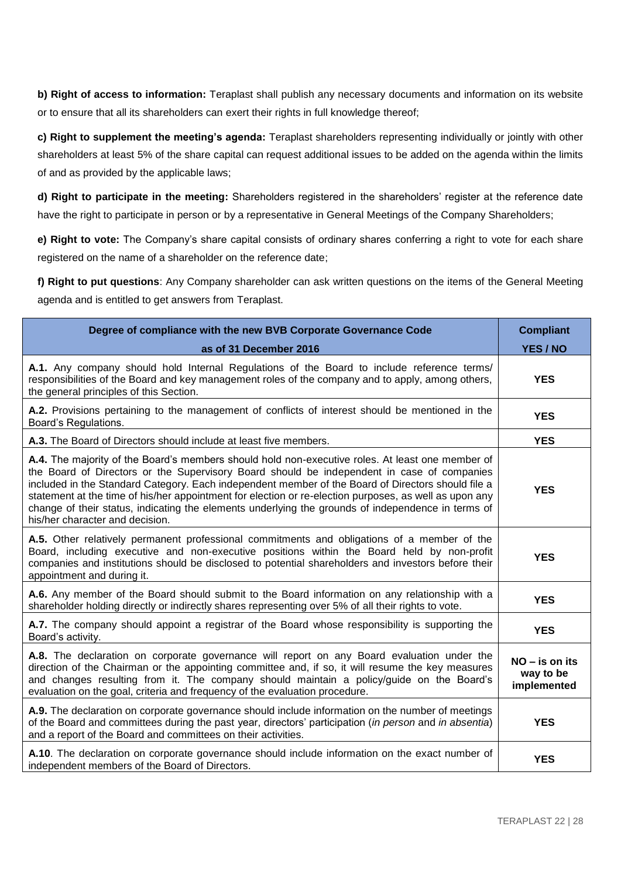**b) Right of access to information:** Teraplast shall publish any necessary documents and information on its website or to ensure that all its shareholders can exert their rights in full knowledge thereof;

**c) Right to supplement the meeting's agenda:** Teraplast shareholders representing individually or jointly with other shareholders at least 5% of the share capital can request additional issues to be added on the agenda within the limits of and as provided by the applicable laws;

**d) Right to participate in the meeting:** Shareholders registered in the shareholders' register at the reference date have the right to participate in person or by a representative in General Meetings of the Company Shareholders;

**e) Right to vote:** The Company's share capital consists of ordinary shares conferring a right to vote for each share registered on the name of a shareholder on the reference date;

**f) Right to put questions**: Any Company shareholder can ask written questions on the items of the General Meeting agenda and is entitled to get answers from Teraplast.

| Degree of compliance with the new BVB Corporate Governance Code as of 31 December 2016 | Compliant YES / NO |
|---|---|
| **A.1.** Any company should hold Internal Regulations of the Board to include reference terms/ responsibilities of the Board and key management roles of the company and to apply, among others, the general principles of this Section. | **YES** |
| **A.2.** Provisions pertaining to the management of conflicts of interest should be mentioned in the Board's Regulations. | **YES** |
| **A.3.** The Board of Directors should include at least five members. | **YES** |
| **A.4.** The majority of the Board's members should hold non-executive roles. At least one member of the Board of Directors or the Supervisory Board should be independent in case of companies included in the Standard Category. Each independent member of the Board of Directors should file a statement at the time of his/her appointment for election or re-election purposes, as well as upon any change of their status, indicating the elements underlying the grounds of independence in terms of his/her character and decision. | **YES** |
| **A.5.** Other relatively permanent professional commitments and obligations of a member of the Board, including executive and non-executive positions within the Board held by non-profit companies and institutions should be disclosed to potential shareholders and investors before their appointment and during it. | **YES** |
| **A.6.** Any member of the Board should submit to the Board information on any relationship with a shareholder holding directly or indirectly shares representing over 5% of all their rights to vote. | **YES** |
| **A.7.** The company should appoint a registrar of the Board whose responsibility is supporting the Board's activity. | **YES** |
| **A.8.** The declaration on corporate governance will report on any Board evaluation under the direction of the Chairman or the appointing committee and, if so, it will resume the key measures and changes resulting from it. The company should maintain a policy/guide on the Board's evaluation on the goal, criteria and frequency of the evaluation procedure. | **NO – is on its way to be implemented** |
| **A.9.** The declaration on corporate governance should include information on the number of meetings of the Board and committees during the past year, directors' participation (*in person* and *in absentia*) and a report of the Board and committees on their activities. | **YES** |
| **A.10**. The declaration on corporate governance should include information on the exact number of independent members of the Board of Directors. | **YES** |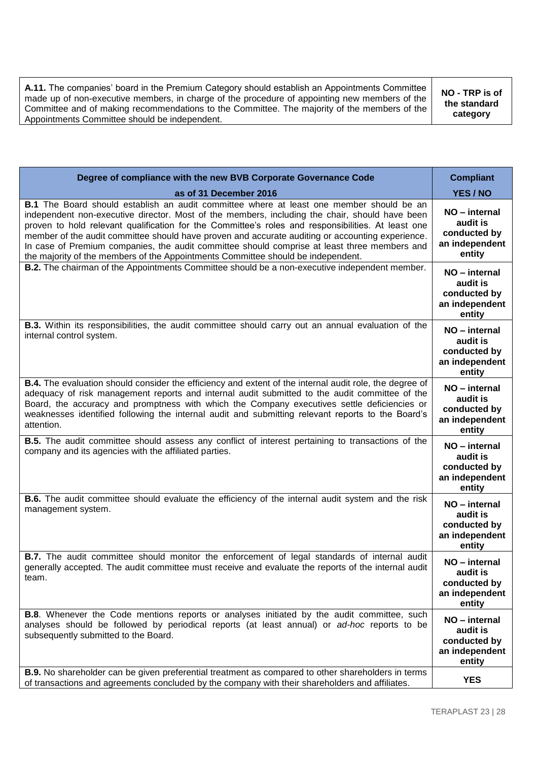| | |
|---|---|
| **A.11.** The companies' board in the Premium Category should establish an Appointments Committee made up of non-executive members, in charge of the procedure of appointing new members of the Committee and of making recommendations to the Committee. The majority of the members of the Appointments Committee should be independent. | **NO - TRP is of the standard category** |

| **Degree of compliance with the new BVB Corporate Governance Code as of 31 December 2016** | **Compliant YES / NO** |
|---|---|
| **B.1** The Board should establish an audit committee where at least one member should be an independent non-executive director. Most of the members, including the chair, should have been proven to hold relevant qualification for the Committee's roles and responsibilities. At least one member of the audit committee should have proven and accurate auditing or accounting experience. In case of Premium companies, the audit committee should comprise at least three members and the majority of the members of the Appointments Committee should be independent. | **NO – internal audit is conducted by an independent entity** |
| **B.2.** The chairman of the Appointments Committee should be a non-executive independent member. | **NO – internal audit is conducted by an independent entity** |
| **B.3.** Within its responsibilities, the audit committee should carry out an annual evaluation of the internal control system. | **NO – internal audit is conducted by an independent entity** |
| **B.4.** The evaluation should consider the efficiency and extent of the internal audit role, the degree of adequacy of risk management reports and internal audit submitted to the audit committee of the Board, the accuracy and promptness with which the Company executives settle deficiencies or weaknesses identified following the internal audit and submitting relevant reports to the Board's attention. | **NO – internal audit is conducted by an independent entity** |
| **B.5.** The audit committee should assess any conflict of interest pertaining to transactions of the company and its agencies with the affiliated parties. | **NO – internal audit is conducted by an independent entity** |
| **B.6.** The audit committee should evaluate the efficiency of the internal audit system and the risk management system. | **NO – internal audit is conducted by an independent entity** |
| **B.7.** The audit committee should monitor the enforcement of legal standards of internal audit generally accepted. The audit committee must receive and evaluate the reports of the internal audit team. | **NO – internal audit is conducted by an independent entity** |
| **B.8**. Whenever the Code mentions reports or analyses initiated by the audit committee, such analyses should be followed by periodical reports (at least annual) or *ad-hoc* reports to be subsequently submitted to the Board. | **NO – internal audit is conducted by an independent entity** |
| **B.9.** No shareholder can be given preferential treatment as compared to other shareholders in terms of transactions and agreements concluded by the company with their shareholders and affiliates. | **YES** |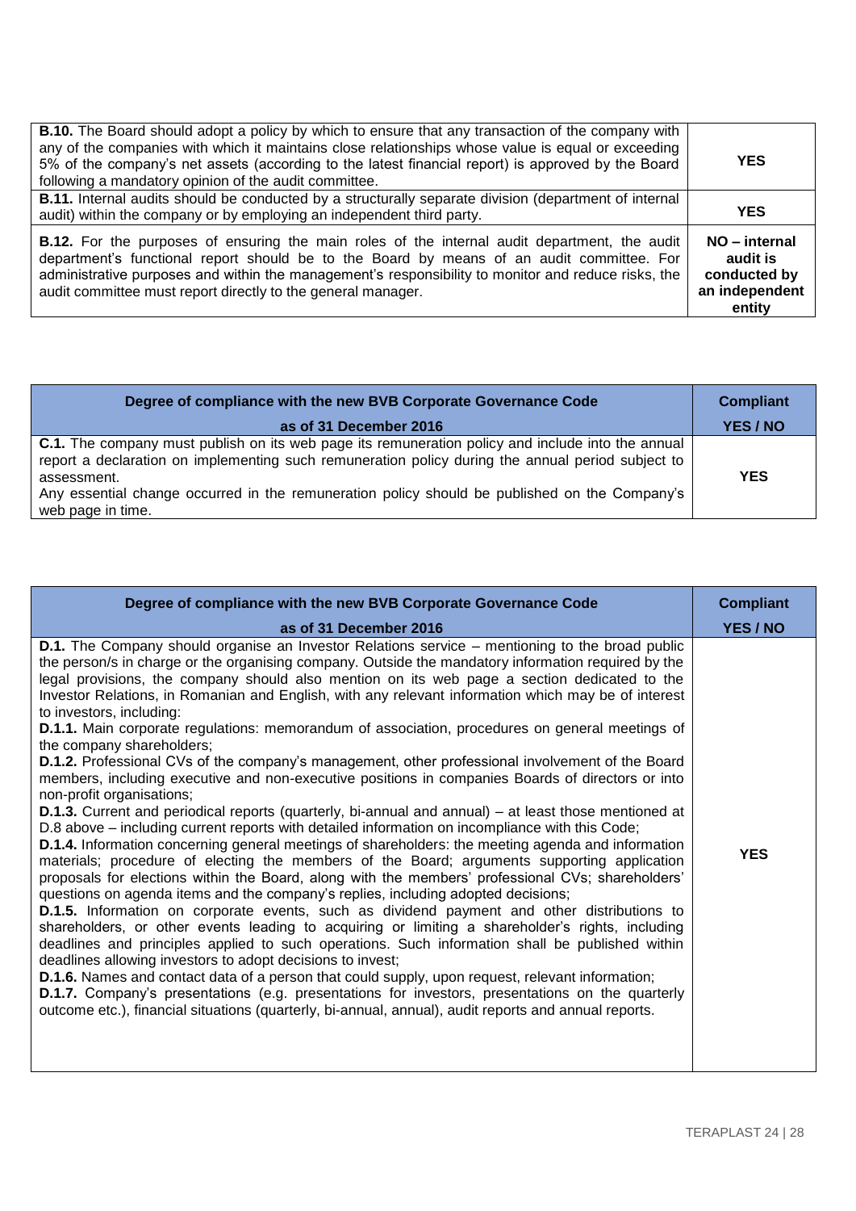| | |
|---|---|
| **B.10.** The Board should adopt a policy by which to ensure that any transaction of the company with any of the companies with which it maintains close relationships whose value is equal or exceeding 5% of the company's net assets (according to the latest financial report) is approved by the Board following a mandatory opinion of the audit committee. | **YES** |
| **B.11.** Internal audits should be conducted by a structurally separate division (department of internal audit) within the company or by employing an independent third party. | **YES** |
| **B.12.** For the purposes of ensuring the main roles of the internal audit department, the audit department's functional report should be to the Board by means of an audit committee. For administrative purposes and within the management's responsibility to monitor and reduce risks, the audit committee must report directly to the general manager. | **NO – internal audit is conducted by an independent entity** |

| Degree of compliance with the new BVB Corporate Governance Code as of 31 December 2016 | Compliant YES / NO |
|---|---|
| **C.1.** The company must publish on its web page its remuneration policy and include into the annual report a declaration on implementing such remuneration policy during the annual period subject to assessment.<br>Any essential change occurred in the remuneration policy should be published on the Company's web page in time. | **YES** |

| Degree of compliance with the new BVB Corporate Governance Code as of 31 December 2016 | Compliant YES / NO |
|---|---|
| **D.1.** The Company should organise an Investor Relations service – mentioning to the broad public the person/s in charge or the organising company. Outside the mandatory information required by the legal provisions, the company should also mention on its web page a section dedicated to the Investor Relations, in Romanian and English, with any relevant information which may be of interest to investors, including:<br>**D.1.1.** Main corporate regulations: memorandum of association, procedures on general meetings of the company shareholders;<br>**D.1.2.** Professional CVs of the company's management, other professional involvement of the Board members, including executive and non-executive positions in companies Boards of directors or into non-profit organisations;<br>**D.1.3.** Current and periodical reports (quarterly, bi-annual and annual) – at least those mentioned at D.8 above – including current reports with detailed information on incompliance with this Code;<br>**D.1.4.** Information concerning general meetings of shareholders: the meeting agenda and information materials; procedure of electing the members of the Board; arguments supporting application proposals for elections within the Board, along with the members' professional CVs; shareholders' questions on agenda items and the company's replies, including adopted decisions;<br>**D.1.5.** Information on corporate events, such as dividend payment and other distributions to shareholders, or other events leading to acquiring or limiting a shareholder's rights, including deadlines and principles applied to such operations. Such information shall be published within deadlines allowing investors to adopt decisions to invest;<br>**D.1.6.** Names and contact data of a person that could supply, upon request, relevant information;<br>**D.1.7.** Company's presentations (e.g. presentations for investors, presentations on the quarterly outcome etc.), financial situations (quarterly, bi-annual, annual), audit reports and annual reports. | **YES** |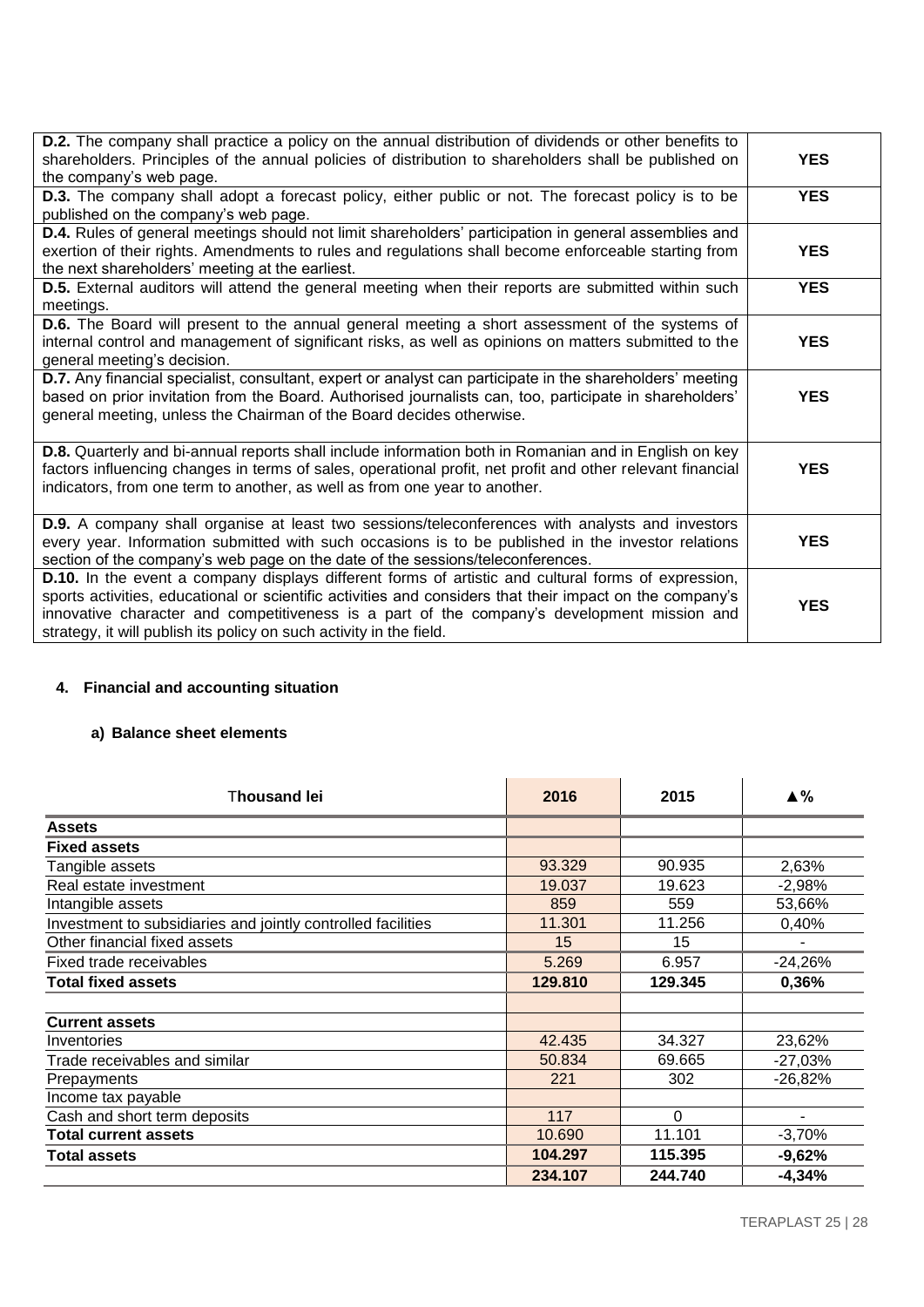| | |
|---|---|
| **D.2.** The company shall practice a policy on the annual distribution of dividends or other benefits to shareholders. Principles of the annual policies of distribution to shareholders shall be published on the company's web page. | **YES** |
| **D.3.** The company shall adopt a forecast policy, either public or not. The forecast policy is to be published on the company's web page. | **YES** |
| **D.4.** Rules of general meetings should not limit shareholders' participation in general assemblies and exertion of their rights. Amendments to rules and regulations shall become enforceable starting from the next shareholders' meeting at the earliest. | **YES** |
| **D.5.** External auditors will attend the general meeting when their reports are submitted within such meetings. | **YES** |
| **D.6.** The Board will present to the annual general meeting a short assessment of the systems of internal control and management of significant risks, as well as opinions on matters submitted to the general meeting's decision. | **YES** |
| **D.7.** Any financial specialist, consultant, expert or analyst can participate in the shareholders' meeting based on prior invitation from the Board. Authorised journalists can, too, participate in shareholders' general meeting, unless the Chairman of the Board decides otherwise. | **YES** |
| **D.8.** Quarterly and bi-annual reports shall include information both in Romanian and in English on key factors influencing changes in terms of sales, operational profit, net profit and other relevant financial indicators, from one term to another, as well as from one year to another. | **YES** |
| **D.9.** A company shall organise at least two sessions/teleconferences with analysts and investors every year. Information submitted with such occasions is to be published in the investor relations section of the company's web page on the date of the sessions/teleconferences. | **YES** |
| **D.10.** In the event a company displays different forms of artistic and cultural forms of expression, sports activities, educational or scientific activities and considers that their impact on the company's innovative character and competitiveness is a part of the company's development mission and strategy, it will publish its policy on such activity in the field. | **YES** |

## 4. Financial and accounting situation

### a) Balance sheet elements

| Thousand lei | 2016 | 2015 | ▲% |
|---|---|---|---|
| **Assets** | | | |
| **Fixed assets** | | | |
| Tangible assets | 93.329 | 90.935 | 2,63% |
| Real estate investment | 19.037 | 19.623 | -2,98% |
| Intangible assets | 859 | 559 | 53,66% |
| Investment to subsidiaries and jointly controlled facilities | 11.301 | 11.256 | 0,40% |
| Other financial fixed assets | 15 | 15 | - |
| Fixed trade receivables | 5.269 | 6.957 | -24,26% |
| **Total fixed assets** | **129.810** | **129.345** | **0,36%** |
| | | | |
| **Current assets** | | | |
| Inventories | 42.435 | 34.327 | 23,62% |
| Trade receivables and similar | 50.834 | 69.665 | -27,03% |
| Prepayments | 221 | 302 | -26,82% |
| Income tax payable | | | |
| Cash and short term deposits | 117 | 0 | - |
| **Total current assets** | 10.690 | 11.101 | -3,70% |
| **Total assets** | **104.297** | **115.395** | **-9,62%** |
| | **234.107** | **244.740** | **-4,34%** |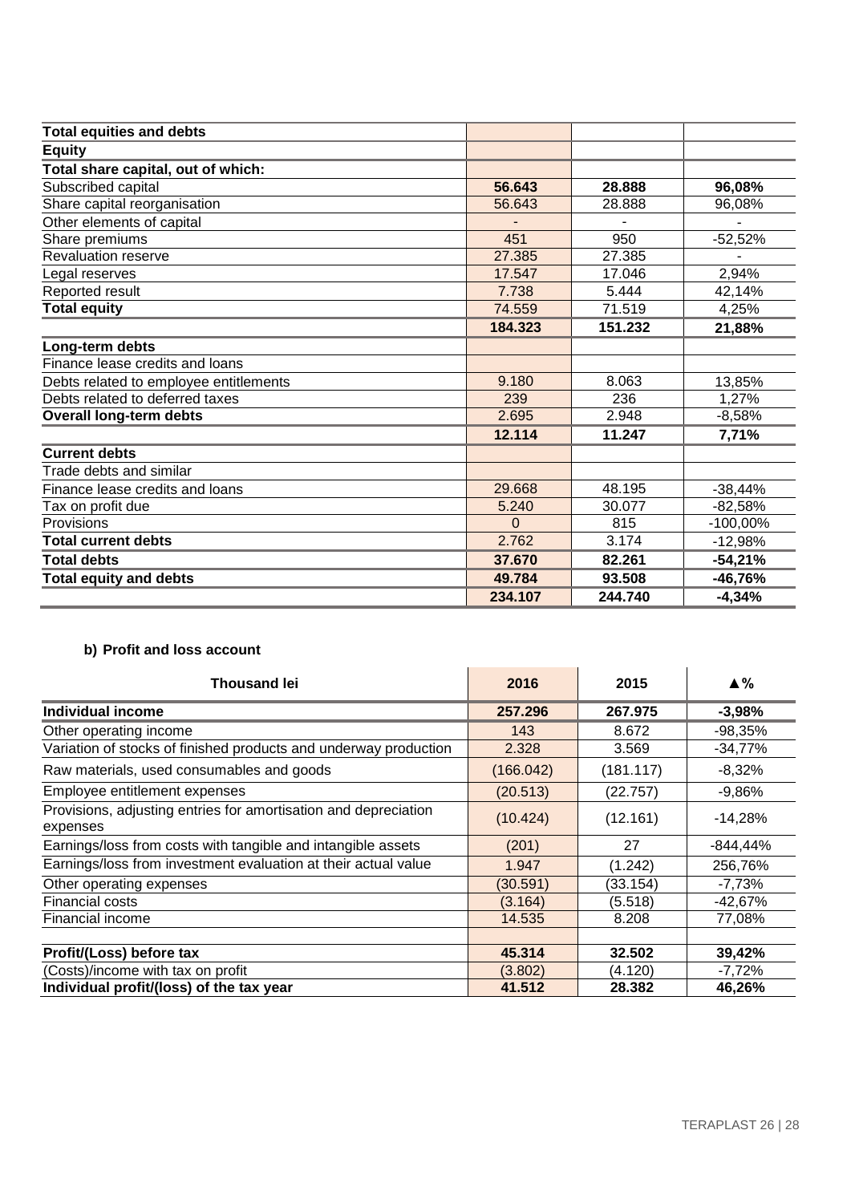| Total equities and debts | | | |
|---|---|---|---|
| **Equity** | | | |
| **Total share capital, out of which:** | | | |
| Subscribed capital | **56.643** | **28.888** | **96,08%** |
| Share capital reorganisation | 56.643 | 28.888 | 96,08% |
| Other elements of capital | - | - | - |
| Share premiums | 451 | 950 | -52,52% |
| Revaluation reserve | 27.385 | 27.385 | - |
| Legal reserves | 17.547 | 17.046 | 2,94% |
| Reported result | 7.738 | 5.444 | 42,14% |
| **Total equity** | 74.559 | 71.519 | 4,25% |
| | **184.323** | **151.232** | **21,88%** |
| **Long-term debts** | | | |
| Finance lease credits and loans | | | |
| Debts related to employee entitlements | 9.180 | 8.063 | 13,85% |
| Debts related to deferred taxes | 239 | 236 | 1,27% |
| **Overall long-term debts** | 2.695 | 2.948 | -8,58% |
| | **12.114** | **11.247** | **7,71%** |
| **Current debts** | | | |
| Trade debts and similar | | | |
| Finance lease credits and loans | 29.668 | 48.195 | -38,44% |
| Tax on profit due | 5.240 | 30.077 | -82,58% |
| Provisions | 0 | 815 | -100,00% |
| **Total current debts** | 2.762 | 3.174 | -12,98% |
| **Total debts** | **37.670** | **82.261** | **-54,21%** |
| **Total equity and debts** | **49.784** | **93.508** | **-46,76%** |
| | **234.107** | **244.740** | **-4,34%** |

**b) Profit and loss account**

| Thousand lei | 2016 | 2015 | ▲% |
|---|---|---|---|
| **Individual income** | **257.296** | **267.975** | **-3,98%** |
| Other operating income | 143 | 8.672 | -98,35% |
| Variation of stocks of finished products and underway production | 2.328 | 3.569 | -34,77% |
| Raw materials, used consumables and goods | (166.042) | (181.117) | -8,32% |
| Employee entitlement expenses | (20.513) | (22.757) | -9,86% |
| Provisions, adjusting entries for amortisation and depreciation expenses | (10.424) | (12.161) | -14,28% |
| Earnings/loss from costs with tangible and intangible assets | (201) | 27 | -844,44% |
| Earnings/loss from investment evaluation at their actual value | 1.947 | (1.242) | 256,76% |
| Other operating expenses | (30.591) | (33.154) | -7,73% |
| Financial costs | (3.164) | (5.518) | -42,67% |
| Financial income | 14.535 | 8.208 | 77,08% |
| | | | |
| **Profit/(Loss) before tax** | **45.314** | **32.502** | **39,42%** |
| (Costs)/income with tax on profit | (3.802) | (4.120) | -7,72% |
| **Individual profit/(loss) of the tax year** | **41.512** | **28.382** | **46,26%** |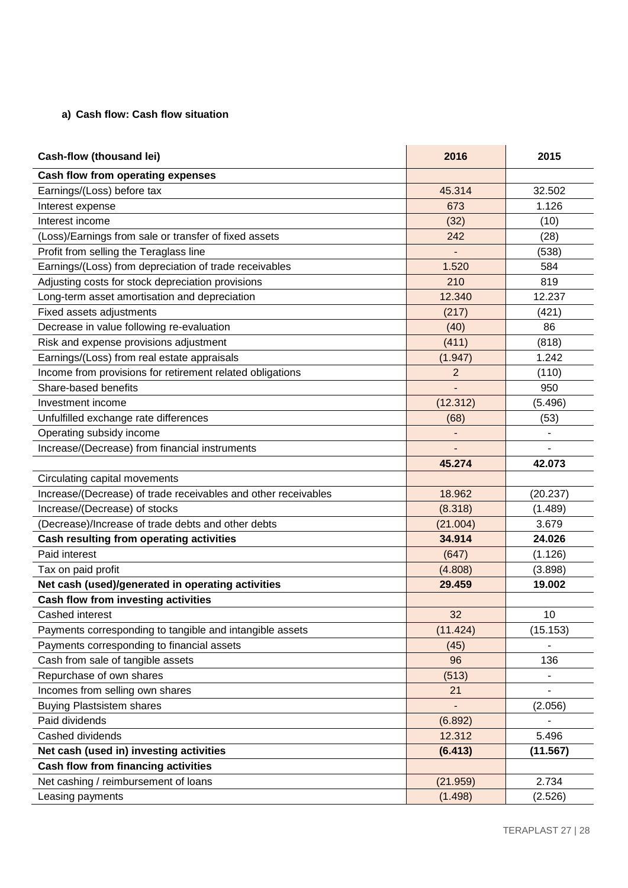**a) Cash flow: Cash flow situation**

| Cash-flow (thousand lei) | 2016 | 2015 |
|---|---|---|
| **Cash flow from operating expenses** | | |
| Earnings/(Loss) before tax | 45.314 | 32.502 |
| Interest expense | 673 | 1.126 |
| Interest income | (32) | (10) |
| (Loss)/Earnings from sale or transfer of fixed assets | 242 | (28) |
| Profit from selling the Teraglass line | - | (538) |
| Earnings/(Loss) from depreciation of trade receivables | 1.520 | 584 |
| Adjusting costs for stock depreciation provisions | 210 | 819 |
| Long-term asset amortisation and depreciation | 12.340 | 12.237 |
| Fixed assets adjustments | (217) | (421) |
| Decrease in value following re-evaluation | (40) | 86 |
| Risk and expense provisions adjustment | (411) | (818) |
| Earnings/(Loss) from real estate appraisals | (1.947) | 1.242 |
| Income from provisions for retirement related obligations | 2 | (110) |
| Share-based benefits | - | 950 |
| Investment income | (12.312) | (5.496) |
| Unfulfilled exchange rate differences | (68) | (53) |
| Operating subsidy income | - | - |
| Increase/(Decrease) from financial instruments | - | - |
| | **45.274** | **42.073** |
| Circulating capital movements | | |
| Increase/(Decrease) of trade receivables and other receivables | 18.962 | (20.237) |
| Increase/(Decrease) of stocks | (8.318) | (1.489) |
| (Decrease)/Increase of trade debts and other debts | (21.004) | 3.679 |
| **Cash resulting from operating activities** | **34.914** | **24.026** |
| Paid interest | (647) | (1.126) |
| Tax on paid profit | (4.808) | (3.898) |
| **Net cash (used)/generated in operating activities** | **29.459** | **19.002** |
| **Cash flow from investing activities** | | |
| Cashed interest | 32 | 10 |
| Payments corresponding to tangible and intangible assets | (11.424) | (15.153) |
| Payments corresponding to financial assets | (45) | - |
| Cash from sale of tangible assets | 96 | 136 |
| Repurchase of own shares | (513) | - |
| Incomes from selling own shares | 21 | - |
| Buying Plastsistem shares | - | (2.056) |
| Paid dividends | (6.892) | - |
| Cashed dividends | 12.312 | 5.496 |
| **Net cash (used in) investing activities** | **(6.413)** | **(11.567)** |
| **Cash flow from financing activities** | | |
| Net cashing / reimbursement of loans | (21.959) | 2.734 |
| Leasing payments | (1.498) | (2.526) |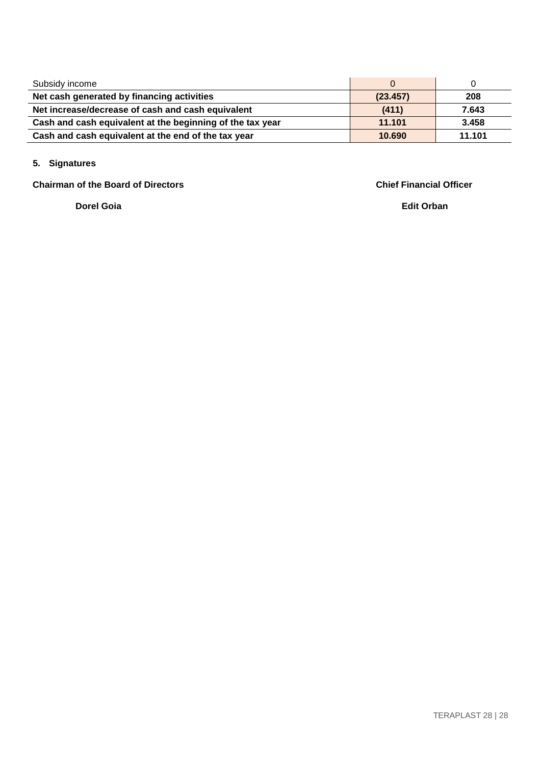| | | |
|---|---|---|
| Subsidy income | 0 | 0 |
| **Net cash generated by financing activities** | **(23.457)** | **208** |
| **Net increase/decrease of cash and cash equivalent** | **(411)** | **7.643** |
| **Cash and cash equivalent at the beginning of the tax year** | **11.101** | **3.458** |
| **Cash and cash equivalent at the end of the tax year** | **10.690** | **11.101** |

**5. Signatures**

**Chairman of the Board of Directors** **Chief Financial Officer**

**Dorel Goia** **Edit Orban**